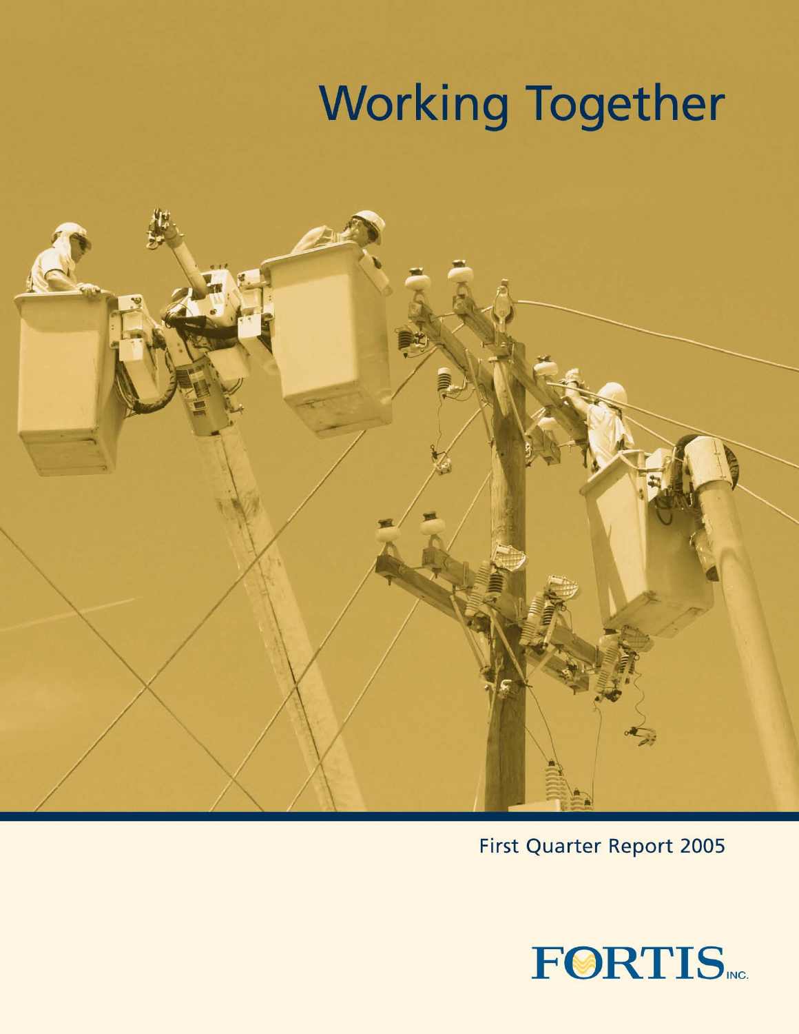# Working Together

First Quarter Report 2005

FORTIS INC.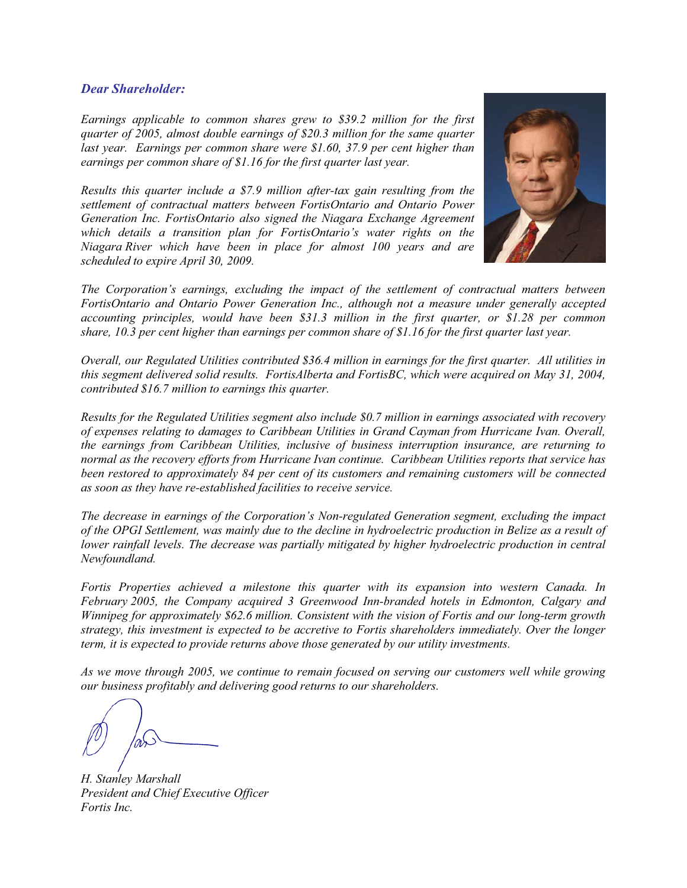***Dear Shareholder:***

*Earnings applicable to common shares grew to $39.2 million for the first quarter of 2005, almost double earnings of $20.3 million for the same quarter last year. Earnings per common share were $1.60, 37.9 per cent higher than earnings per common share of $1.16 for the first quarter last year.*

*Results this quarter include a $7.9 million after-tax gain resulting from the settlement of contractual matters between FortisOntario and Ontario Power Generation Inc. FortisOntario also signed the Niagara Exchange Agreement which details a transition plan for FortisOntario's water rights on the Niagara River which have been in place for almost 100 years and are scheduled to expire April 30, 2009.*

*The Corporation's earnings, excluding the impact of the settlement of contractual matters between FortisOntario and Ontario Power Generation Inc., although not a measure under generally accepted accounting principles, would have been $31.3 million in the first quarter, or $1.28 per common share, 10.3 per cent higher than earnings per common share of $1.16 for the first quarter last year.*

*Overall, our Regulated Utilities contributed $36.4 million in earnings for the first quarter. All utilities in this segment delivered solid results. FortisAlberta and FortisBC, which were acquired on May 31, 2004, contributed $16.7 million to earnings this quarter.*

*Results for the Regulated Utilities segment also include $0.7 million in earnings associated with recovery of expenses relating to damages to Caribbean Utilities in Grand Cayman from Hurricane Ivan. Overall, the earnings from Caribbean Utilities, inclusive of business interruption insurance, are returning to normal as the recovery efforts from Hurricane Ivan continue. Caribbean Utilities reports that service has been restored to approximately 84 per cent of its customers and remaining customers will be connected as soon as they have re-established facilities to receive service.*

*The decrease in earnings of the Corporation's Non-regulated Generation segment, excluding the impact of the OPGI Settlement, was mainly due to the decline in hydroelectric production in Belize as a result of lower rainfall levels. The decrease was partially mitigated by higher hydroelectric production in central Newfoundland.*

*Fortis Properties achieved a milestone this quarter with its expansion into western Canada. In February 2005, the Company acquired 3 Greenwood Inn-branded hotels in Edmonton, Calgary and Winnipeg for approximately $62.6 million. Consistent with the vision of Fortis and our long-term growth strategy, this investment is expected to be accretive to Fortis shareholders immediately. Over the longer term, it is expected to provide returns above those generated by our utility investments.*

*As we move through 2005, we continue to remain focused on serving our customers well while growing our business profitably and delivering good returns to our shareholders.*

*H. Stanley Marshall*
*President and Chief Executive Officer*
*Fortis Inc.*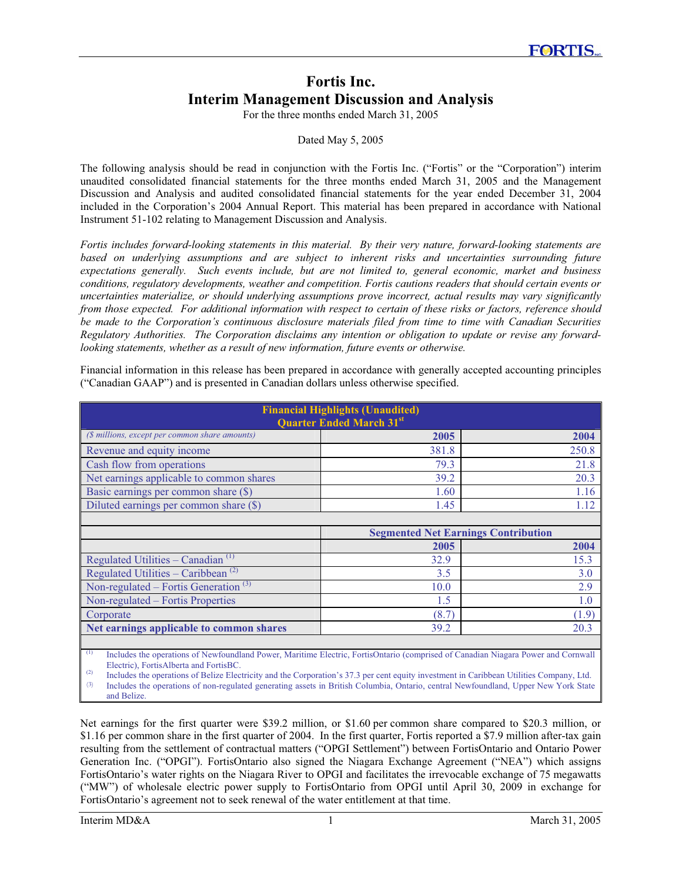# Fortis Inc.
# Interim Management Discussion and Analysis

For the three months ended March 31, 2005

Dated May 5, 2005

The following analysis should be read in conjunction with the Fortis Inc. ("Fortis" or the "Corporation") interim unaudited consolidated financial statements for the three months ended March 31, 2005 and the Management Discussion and Analysis and audited consolidated financial statements for the year ended December 31, 2004 included in the Corporation's 2004 Annual Report. This material has been prepared in accordance with National Instrument 51-102 relating to Management Discussion and Analysis.

*Fortis includes forward-looking statements in this material. By their very nature, forward-looking statements are based on underlying assumptions and are subject to inherent risks and uncertainties surrounding future expectations generally. Such events include, but are not limited to, general economic, market and business conditions, regulatory developments, weather and competition. Fortis cautions readers that should certain events or uncertainties materialize, or should underlying assumptions prove incorrect, actual results may vary significantly from those expected. For additional information with respect to certain of these risks or factors, reference should be made to the Corporation's continuous disclosure materials filed from time to time with Canadian Securities Regulatory Authorities. The Corporation disclaims any intention or obligation to update or revise any forward-looking statements, whether as a result of new information, future events or otherwise.*

Financial information in this release has been prepared in accordance with generally accepted accounting principles ("Canadian GAAP") and is presented in Canadian dollars unless otherwise specified.

| Financial Highlights (Unaudited) Quarter Ended March 31st | | |
|---|---|---|
| *($ millions, except per common share amounts)* | **2005** | **2004** |
| Revenue and equity income | 381.8 | 250.8 |
| Cash flow from operations | 79.3 | 21.8 |
| Net earnings applicable to common shares | 39.2 | 20.3 |
| Basic earnings per common share ($) | 1.60 | 1.16 |
| Diluted earnings per common share ($) | 1.45 | 1.12 |
| | | |
| | **Segmented Net Earnings Contribution** | |
| | **2005** | **2004** |
| Regulated Utilities – Canadian [(1)] | 32.9 | 15.3 |
| Regulated Utilities – Caribbean [(2)] | 3.5 | 3.0 |
| Non-regulated – Fortis Generation [(3)] | 10.0 | 2.9 |
| Non-regulated – Fortis Properties | 1.5 | 1.0 |
| Corporate | (8.7) | (1.9) |
| **Net earnings applicable to common shares** | 39.2 | 20.3 |

(1) Includes the operations of Newfoundland Power, Maritime Electric, FortisOntario (comprised of Canadian Niagara Power and Cornwall Electric), FortisAlberta and FortisBC.
(2) Includes the operations of Belize Electricity and the Corporation's 37.3 per cent equity investment in Caribbean Utilities Company, Ltd.
(3) Includes the operations of non-regulated generating assets in British Columbia, Ontario, central Newfoundland, Upper New York State and Belize.

Net earnings for the first quarter were $39.2 million, or $1.60 per common share compared to $20.3 million, or $1.16 per common share in the first quarter of 2004. In the first quarter, Fortis reported a $7.9 million after-tax gain resulting from the settlement of contractual matters ("OPGI Settlement") between FortisOntario and Ontario Power Generation Inc. ("OPGI"). FortisOntario also signed the Niagara Exchange Agreement ("NEA") which assigns FortisOntario's water rights on the Niagara River to OPGI and facilitates the irrevocable exchange of 75 megawatts ("MW") of wholesale electric power supply to FortisOntario from OPGI until April 30, 2009 in exchange for FortisOntario's agreement not to seek renewal of the water entitlement at that time.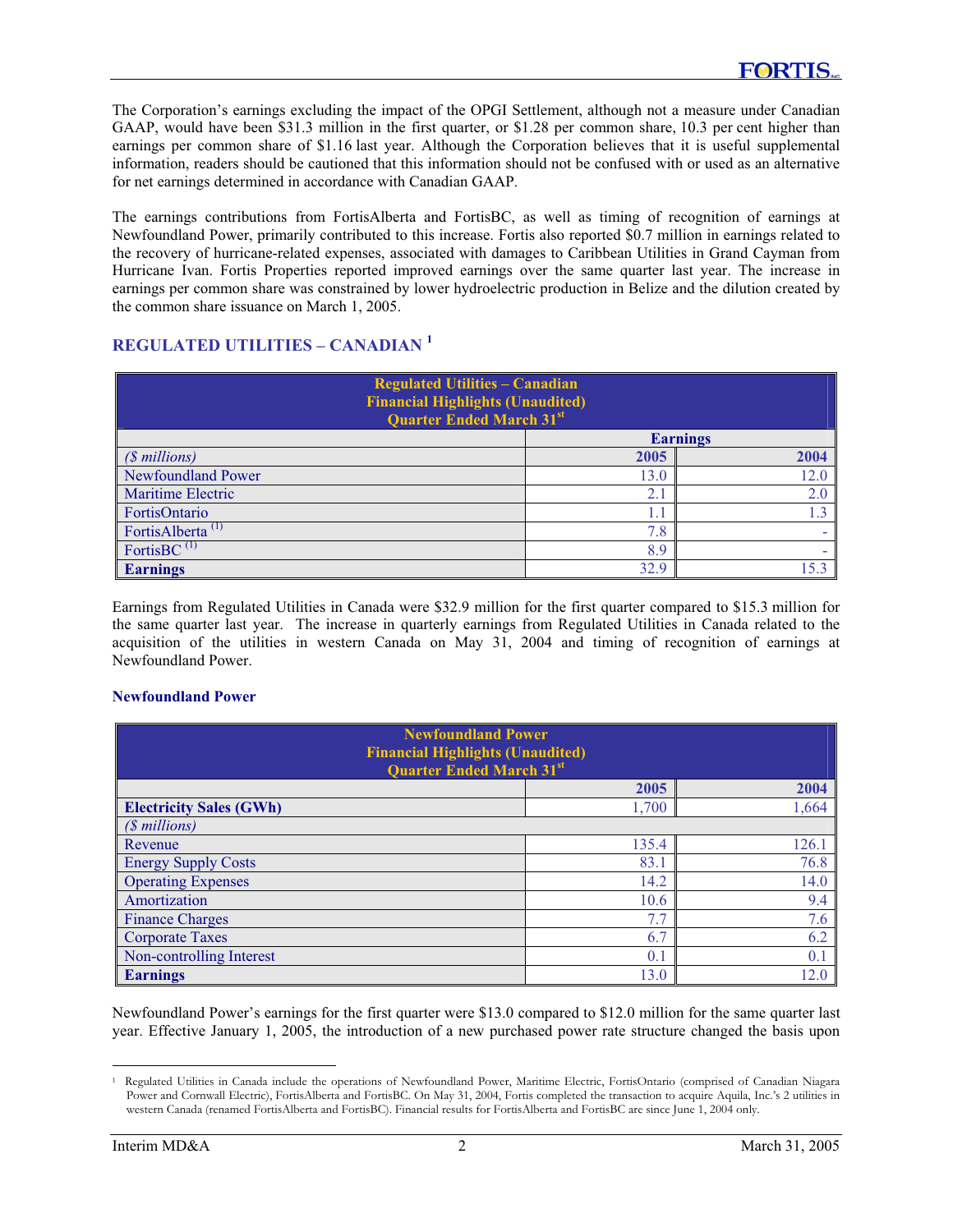The Corporation's earnings excluding the impact of the OPGI Settlement, although not a measure under Canadian GAAP, would have been $31.3 million in the first quarter, or $1.28 per common share, 10.3 per cent higher than earnings per common share of $1.16 last year. Although the Corporation believes that it is useful supplemental information, readers should be cautioned that this information should not be confused with or used as an alternative for net earnings determined in accordance with Canadian GAAP.

The earnings contributions from FortisAlberta and FortisBC, as well as timing of recognition of earnings at Newfoundland Power, primarily contributed to this increase. Fortis also reported $0.7 million in earnings related to the recovery of hurricane-related expenses, associated with damages to Caribbean Utilities in Grand Cayman from Hurricane Ivan. Fortis Properties reported improved earnings over the same quarter last year. The increase in earnings per common share was constrained by lower hydroelectric production in Belize and the dilution created by the common share issuance on March 1, 2005.

## REGULATED UTILITIES – CANADIAN [1]

**Regulated Utilities – Canadian**
**Financial Highlights (Unaudited)**
**Quarter Ended March 31st**

| | Earnings | |
|---|---|---|
| *($ millions)* | **2005** | **2004** |
| Newfoundland Power | 13.0 | 12.0 |
| Maritime Electric | 2.1 | 2.0 |
| FortisOntario | 1.1 | 1.3 |
| FortisAlberta [(1)] | 7.8 | - |
| FortisBC [(1)] | 8.9 | - |
| **Earnings** | 32.9 | 15.3 |

Earnings from Regulated Utilities in Canada were $32.9 million for the first quarter compared to $15.3 million for the same quarter last year. The increase in quarterly earnings from Regulated Utilities in Canada related to the acquisition of the utilities in western Canada on May 31, 2004 and timing of recognition of earnings at Newfoundland Power.

### Newfoundland Power

**Newfoundland Power**
**Financial Highlights (Unaudited)**
**Quarter Ended March 31st**

| | 2005 | 2004 |
|---|---|---|
| **Electricity Sales (GWh)** | 1,700 | 1,664 |
| *($ millions)* | | |
| Revenue | 135.4 | 126.1 |
| Energy Supply Costs | 83.1 | 76.8 |
| Operating Expenses | 14.2 | 14.0 |
| Amortization | 10.6 | 9.4 |
| Finance Charges | 7.7 | 7.6 |
| Corporate Taxes | 6.7 | 6.2 |
| Non-controlling Interest | 0.1 | 0.1 |
| **Earnings** | 13.0 | 12.0 |

Newfoundland Power's earnings for the first quarter were $13.0 compared to $12.0 million for the same quarter last year. Effective January 1, 2005, the introduction of a new purchased power rate structure changed the basis upon

[1] Regulated Utilities in Canada include the operations of Newfoundland Power, Maritime Electric, FortisOntario (comprised of Canadian Niagara Power and Cornwall Electric), FortisAlberta and FortisBC. On May 31, 2004, Fortis completed the transaction to acquire Aquila, Inc.'s 2 utilities in western Canada (renamed FortisAlberta and FortisBC). Financial results for FortisAlberta and FortisBC are since June 1, 2004 only.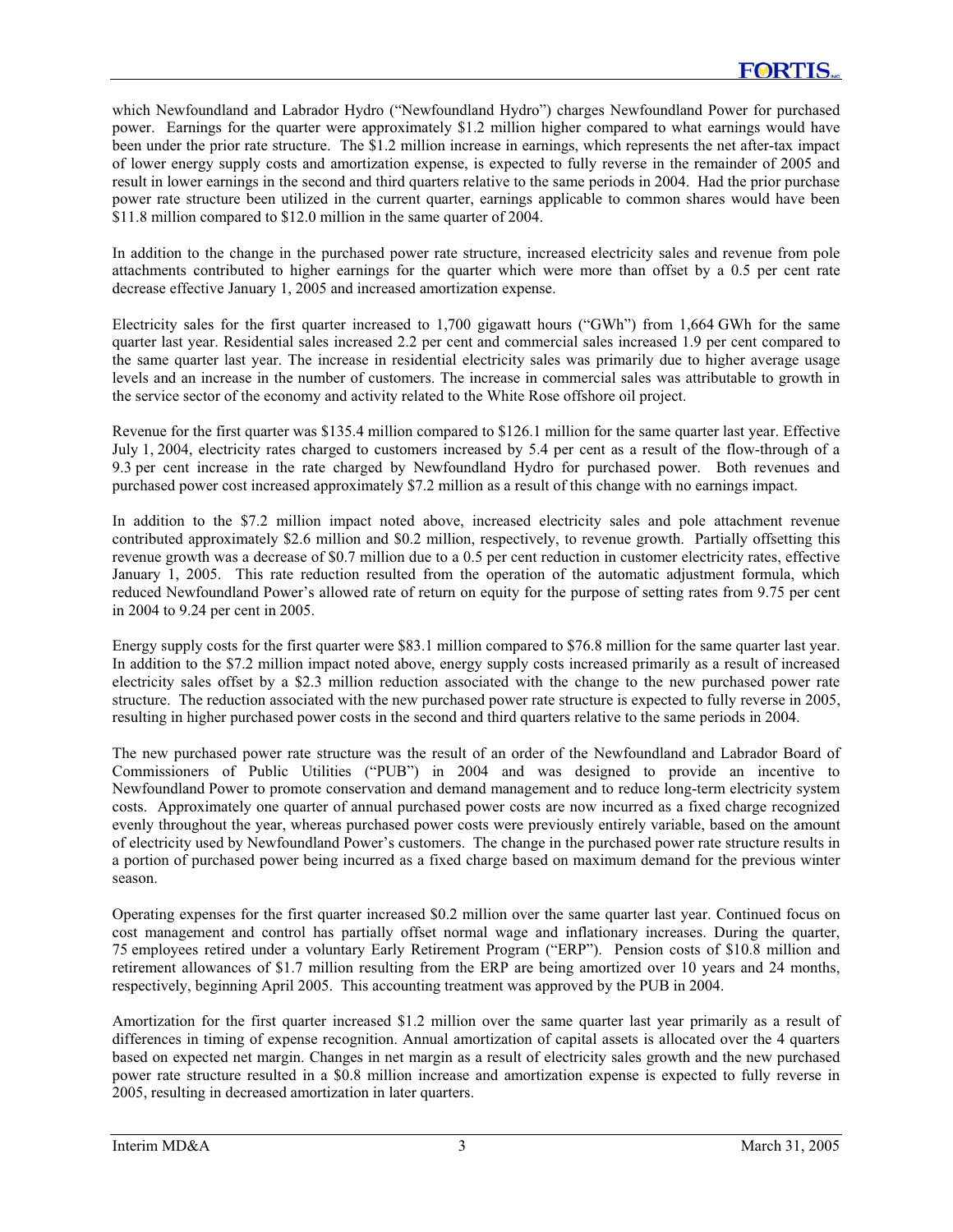which Newfoundland and Labrador Hydro ("Newfoundland Hydro") charges Newfoundland Power for purchased power. Earnings for the quarter were approximately $1.2 million higher compared to what earnings would have been under the prior rate structure. The $1.2 million increase in earnings, which represents the net after-tax impact of lower energy supply costs and amortization expense, is expected to fully reverse in the remainder of 2005 and result in lower earnings in the second and third quarters relative to the same periods in 2004. Had the prior purchase power rate structure been utilized in the current quarter, earnings applicable to common shares would have been $11.8 million compared to $12.0 million in the same quarter of 2004.

In addition to the change in the purchased power rate structure, increased electricity sales and revenue from pole attachments contributed to higher earnings for the quarter which were more than offset by a 0.5 per cent rate decrease effective January 1, 2005 and increased amortization expense.

Electricity sales for the first quarter increased to 1,700 gigawatt hours ("GWh") from 1,664 GWh for the same quarter last year. Residential sales increased 2.2 per cent and commercial sales increased 1.9 per cent compared to the same quarter last year. The increase in residential electricity sales was primarily due to higher average usage levels and an increase in the number of customers. The increase in commercial sales was attributable to growth in the service sector of the economy and activity related to the White Rose offshore oil project.

Revenue for the first quarter was $135.4 million compared to $126.1 million for the same quarter last year. Effective July 1, 2004, electricity rates charged to customers increased by 5.4 per cent as a result of the flow-through of a 9.3 per cent increase in the rate charged by Newfoundland Hydro for purchased power. Both revenues and purchased power cost increased approximately $7.2 million as a result of this change with no earnings impact.

In addition to the $7.2 million impact noted above, increased electricity sales and pole attachment revenue contributed approximately $2.6 million and $0.2 million, respectively, to revenue growth. Partially offsetting this revenue growth was a decrease of $0.7 million due to a 0.5 per cent reduction in customer electricity rates, effective January 1, 2005. This rate reduction resulted from the operation of the automatic adjustment formula, which reduced Newfoundland Power's allowed rate of return on equity for the purpose of setting rates from 9.75 per cent in 2004 to 9.24 per cent in 2005.

Energy supply costs for the first quarter were $83.1 million compared to $76.8 million for the same quarter last year. In addition to the $7.2 million impact noted above, energy supply costs increased primarily as a result of increased electricity sales offset by a $2.3 million reduction associated with the change to the new purchased power rate structure. The reduction associated with the new purchased power rate structure is expected to fully reverse in 2005, resulting in higher purchased power costs in the second and third quarters relative to the same periods in 2004.

The new purchased power rate structure was the result of an order of the Newfoundland and Labrador Board of Commissioners of Public Utilities ("PUB") in 2004 and was designed to provide an incentive to Newfoundland Power to promote conservation and demand management and to reduce long-term electricity system costs. Approximately one quarter of annual purchased power costs are now incurred as a fixed charge recognized evenly throughout the year, whereas purchased power costs were previously entirely variable, based on the amount of electricity used by Newfoundland Power's customers. The change in the purchased power rate structure results in a portion of purchased power being incurred as a fixed charge based on maximum demand for the previous winter season.

Operating expenses for the first quarter increased $0.2 million over the same quarter last year. Continued focus on cost management and control has partially offset normal wage and inflationary increases. During the quarter, 75 employees retired under a voluntary Early Retirement Program ("ERP"). Pension costs of $10.8 million and retirement allowances of $1.7 million resulting from the ERP are being amortized over 10 years and 24 months, respectively, beginning April 2005. This accounting treatment was approved by the PUB in 2004.

Amortization for the first quarter increased $1.2 million over the same quarter last year primarily as a result of differences in timing of expense recognition. Annual amortization of capital assets is allocated over the 4 quarters based on expected net margin. Changes in net margin as a result of electricity sales growth and the new purchased power rate structure resulted in a $0.8 million increase and amortization expense is expected to fully reverse in 2005, resulting in decreased amortization in later quarters.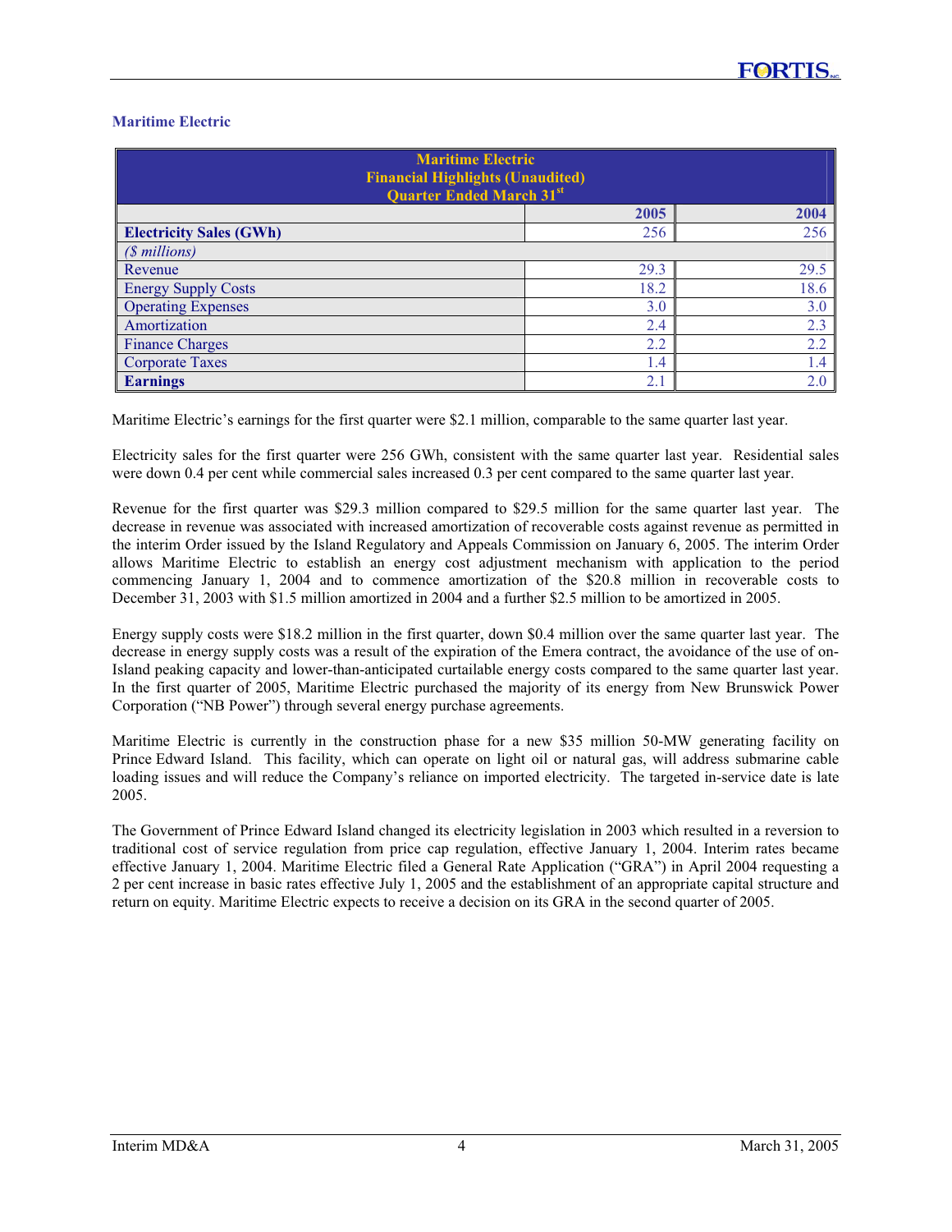### Maritime Electric

| Maritime Electric<br>Financial Highlights (Unaudited)<br>Quarter Ended March 31st | | |
|---|---|---|
| | **2005** | **2004** |
| **Electricity Sales (GWh)** | 256 | 256 |
| *($ millions)* | | |
| Revenue | 29.3 | 29.5 |
| Energy Supply Costs | 18.2 | 18.6 |
| Operating Expenses | 3.0 | 3.0 |
| Amortization | 2.4 | 2.3 |
| Finance Charges | 2.2 | 2.2 |
| Corporate Taxes | 1.4 | 1.4 |
| **Earnings** | 2.1 | 2.0 |

Maritime Electric's earnings for the first quarter were $2.1 million, comparable to the same quarter last year.

Electricity sales for the first quarter were 256 GWh, consistent with the same quarter last year. Residential sales were down 0.4 per cent while commercial sales increased 0.3 per cent compared to the same quarter last year.

Revenue for the first quarter was $29.3 million compared to $29.5 million for the same quarter last year. The decrease in revenue was associated with increased amortization of recoverable costs against revenue as permitted in the interim Order issued by the Island Regulatory and Appeals Commission on January 6, 2005. The interim Order allows Maritime Electric to establish an energy cost adjustment mechanism with application to the period commencing January 1, 2004 and to commence amortization of the $20.8 million in recoverable costs to December 31, 2003 with $1.5 million amortized in 2004 and a further $2.5 million to be amortized in 2005.

Energy supply costs were $18.2 million in the first quarter, down $0.4 million over the same quarter last year. The decrease in energy supply costs was a result of the expiration of the Emera contract, the avoidance of the use of on-Island peaking capacity and lower-than-anticipated curtailable energy costs compared to the same quarter last year. In the first quarter of 2005, Maritime Electric purchased the majority of its energy from New Brunswick Power Corporation ("NB Power") through several energy purchase agreements.

Maritime Electric is currently in the construction phase for a new $35 million 50-MW generating facility on Prince Edward Island. This facility, which can operate on light oil or natural gas, will address submarine cable loading issues and will reduce the Company's reliance on imported electricity. The targeted in-service date is late 2005.

The Government of Prince Edward Island changed its electricity legislation in 2003 which resulted in a reversion to traditional cost of service regulation from price cap regulation, effective January 1, 2004. Interim rates became effective January 1, 2004. Maritime Electric filed a General Rate Application ("GRA") in April 2004 requesting a 2 per cent increase in basic rates effective July 1, 2005 and the establishment of an appropriate capital structure and return on equity. Maritime Electric expects to receive a decision on its GRA in the second quarter of 2005.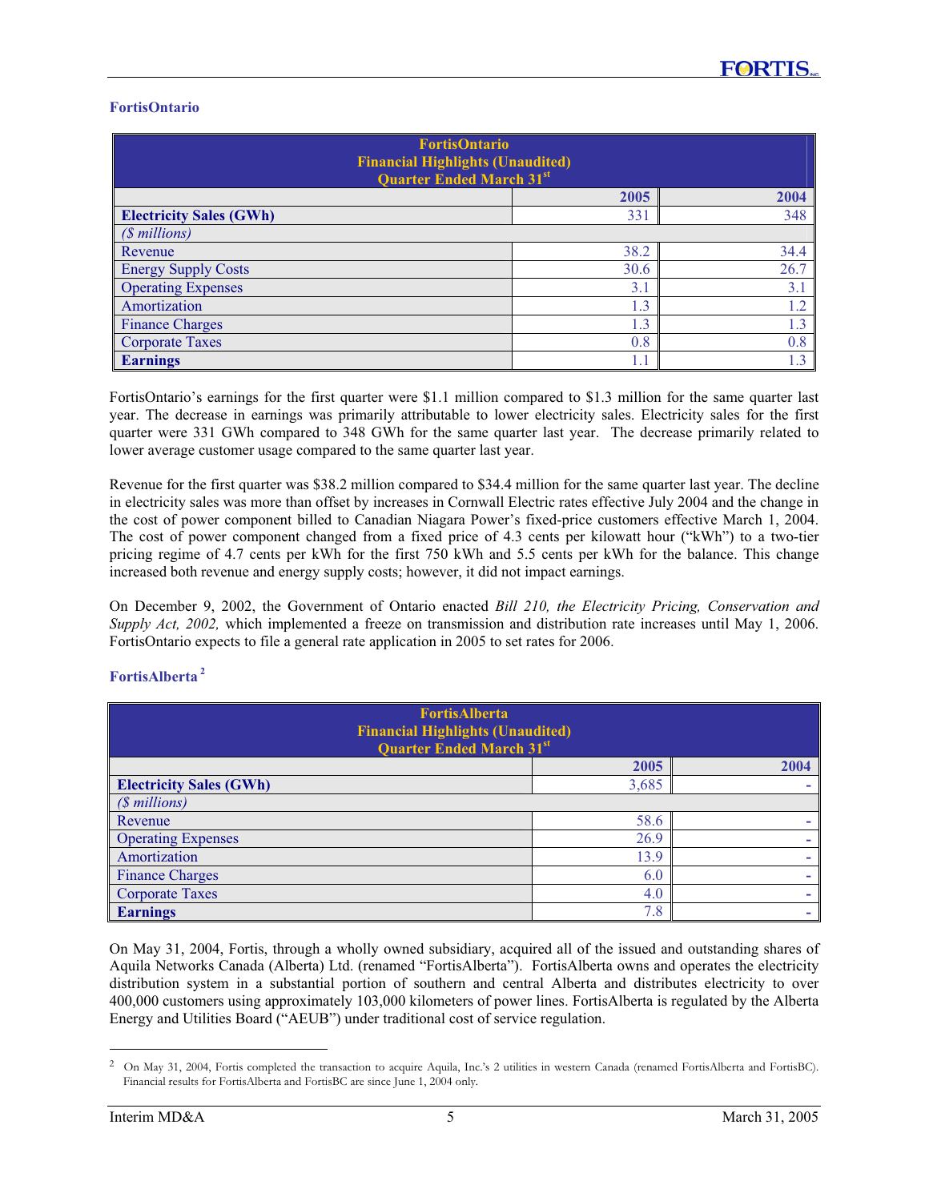### FortisOntario

| FortisOntario Financial Highlights (Unaudited) Quarter Ended March 31st | | |
|---|---|---|
| | 2005 | 2004 |
| **Electricity Sales (GWh)** | 331 | 348 |
| *($ millions)* | | |
| Revenue | 38.2 | 34.4 |
| Energy Supply Costs | 30.6 | 26.7 |
| Operating Expenses | 3.1 | 3.1 |
| Amortization | 1.3 | 1.2 |
| Finance Charges | 1.3 | 1.3 |
| Corporate Taxes | 0.8 | 0.8 |
| **Earnings** | 1.1 | 1.3 |

FortisOntario's earnings for the first quarter were $1.1 million compared to $1.3 million for the same quarter last year. The decrease in earnings was primarily attributable to lower electricity sales. Electricity sales for the first quarter were 331 GWh compared to 348 GWh for the same quarter last year. The decrease primarily related to lower average customer usage compared to the same quarter last year.

Revenue for the first quarter was $38.2 million compared to $34.4 million for the same quarter last year. The decline in electricity sales was more than offset by increases in Cornwall Electric rates effective July 2004 and the change in the cost of power component billed to Canadian Niagara Power's fixed-price customers effective March 1, 2004. The cost of power component changed from a fixed price of 4.3 cents per kilowatt hour ("kWh") to a two-tier pricing regime of 4.7 cents per kWh for the first 750 kWh and 5.5 cents per kWh for the balance. This change increased both revenue and energy supply costs; however, it did not impact earnings.

On December 9, 2002, the Government of Ontario enacted *Bill 210, the Electricity Pricing, Conservation and Supply Act, 2002,* which implemented a freeze on transmission and distribution rate increases until May 1, 2006. FortisOntario expects to file a general rate application in 2005 to set rates for 2006.

### FortisAlberta [2]

| FortisAlberta Financial Highlights (Unaudited) Quarter Ended March 31st | | |
|---|---|---|
| | 2005 | 2004 |
| **Electricity Sales (GWh)** | 3,685 | - |
| *($ millions)* | | |
| Revenue | 58.6 | - |
| Operating Expenses | 26.9 | - |
| Amortization | 13.9 | - |
| Finance Charges | 6.0 | - |
| Corporate Taxes | 4.0 | - |
| **Earnings** | 7.8 | - |

On May 31, 2004, Fortis, through a wholly owned subsidiary, acquired all of the issued and outstanding shares of Aquila Networks Canada (Alberta) Ltd. (renamed "FortisAlberta"). FortisAlberta owns and operates the electricity distribution system in a substantial portion of southern and central Alberta and distributes electricity to over 400,000 customers using approximately 103,000 kilometers of power lines. FortisAlberta is regulated by the Alberta Energy and Utilities Board ("AEUB") under traditional cost of service regulation.

[2] On May 31, 2004, Fortis completed the transaction to acquire Aquila, Inc.'s 2 utilities in western Canada (renamed FortisAlberta and FortisBC). Financial results for FortisAlberta and FortisBC are since June 1, 2004 only.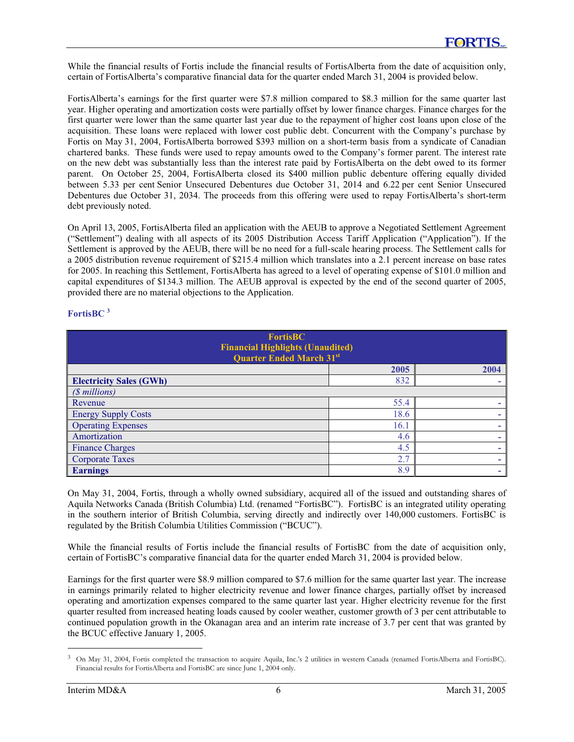While the financial results of Fortis include the financial results of FortisAlberta from the date of acquisition only, certain of FortisAlberta's comparative financial data for the quarter ended March 31, 2004 is provided below.

FortisAlberta's earnings for the first quarter were $7.8 million compared to $8.3 million for the same quarter last year. Higher operating and amortization costs were partially offset by lower finance charges. Finance charges for the first quarter were lower than the same quarter last year due to the repayment of higher cost loans upon close of the acquisition. These loans were replaced with lower cost public debt. Concurrent with the Company's purchase by Fortis on May 31, 2004, FortisAlberta borrowed $393 million on a short-term basis from a syndicate of Canadian chartered banks. These funds were used to repay amounts owed to the Company's former parent. The interest rate on the new debt was substantially less than the interest rate paid by FortisAlberta on the debt owed to its former parent. On October 25, 2004, FortisAlberta closed its $400 million public debenture offering equally divided between 5.33 per cent Senior Unsecured Debentures due October 31, 2014 and 6.22 per cent Senior Unsecured Debentures due October 31, 2034. The proceeds from this offering were used to repay FortisAlberta's short-term debt previously noted.

On April 13, 2005, FortisAlberta filed an application with the AEUB to approve a Negotiated Settlement Agreement ("Settlement") dealing with all aspects of its 2005 Distribution Access Tariff Application ("Application"). If the Settlement is approved by the AEUB, there will be no need for a full-scale hearing process. The Settlement calls for a 2005 distribution revenue requirement of $215.4 million which translates into a 2.1 percent increase on base rates for 2005. In reaching this Settlement, FortisAlberta has agreed to a level of operating expense of $101.0 million and capital expenditures of $134.3 million. The AEUB approval is expected by the end of the second quarter of 2005, provided there are no material objections to the Application.

### FortisBC [3]

| FortisBC<br>Financial Highlights (Unaudited)<br>Quarter Ended March 31st | | |
|---|---|---|
| | **2005** | **2004** |
| **Electricity Sales (GWh)** | 832 | - |
| *($ millions)* | | |
| Revenue | 55.4 | - |
| Energy Supply Costs | 18.6 | - |
| Operating Expenses | 16.1 | - |
| Amortization | 4.6 | - |
| Finance Charges | 4.5 | - |
| Corporate Taxes | 2.7 | - |
| **Earnings** | 8.9 | - |

On May 31, 2004, Fortis, through a wholly owned subsidiary, acquired all of the issued and outstanding shares of Aquila Networks Canada (British Columbia) Ltd. (renamed "FortisBC"). FortisBC is an integrated utility operating in the southern interior of British Columbia, serving directly and indirectly over 140,000 customers. FortisBC is regulated by the British Columbia Utilities Commission ("BCUC").

While the financial results of Fortis include the financial results of FortisBC from the date of acquisition only, certain of FortisBC's comparative financial data for the quarter ended March 31, 2004 is provided below.

Earnings for the first quarter were $8.9 million compared to $7.6 million for the same quarter last year. The increase in earnings primarily related to higher electricity revenue and lower finance charges, partially offset by increased operating and amortization expenses compared to the same quarter last year. Higher electricity revenue for the first quarter resulted from increased heating loads caused by cooler weather, customer growth of 3 per cent attributable to continued population growth in the Okanagan area and an interim rate increase of 3.7 per cent that was granted by the BCUC effective January 1, 2005.

---

[3] On May 31, 2004, Fortis completed the transaction to acquire Aquila, Inc.'s 2 utilities in western Canada (renamed FortisAlberta and FortisBC). Financial results for FortisAlberta and FortisBC are since June 1, 2004 only.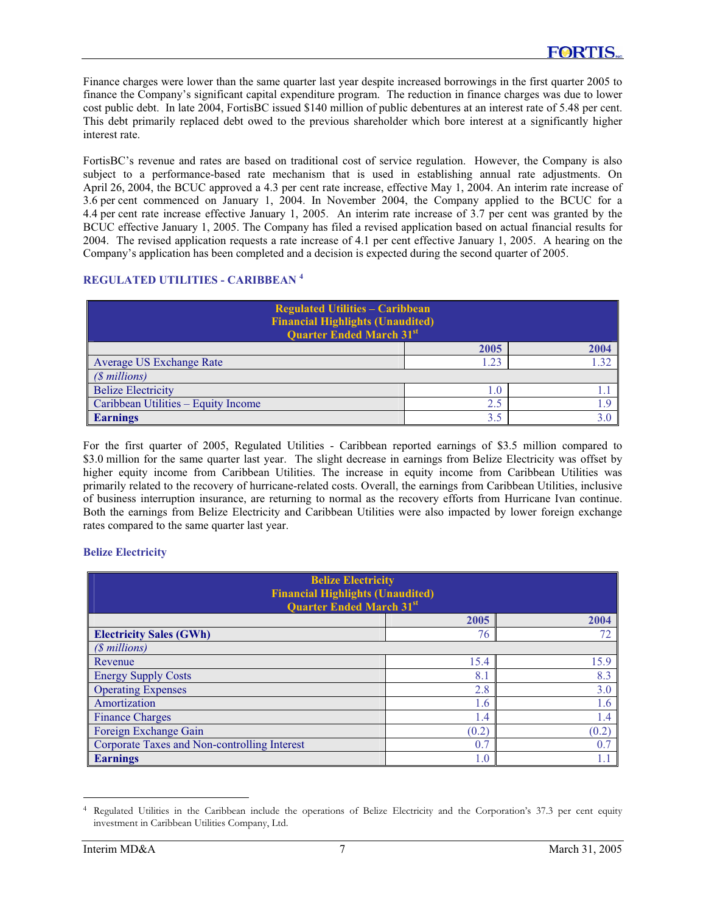Finance charges were lower than the same quarter last year despite increased borrowings in the first quarter 2005 to finance the Company's significant capital expenditure program. The reduction in finance charges was due to lower cost public debt. In late 2004, FortisBC issued $140 million of public debentures at an interest rate of 5.48 per cent. This debt primarily replaced debt owed to the previous shareholder which bore interest at a significantly higher interest rate.

FortisBC's revenue and rates are based on traditional cost of service regulation. However, the Company is also subject to a performance-based rate mechanism that is used in establishing annual rate adjustments. On April 26, 2004, the BCUC approved a 4.3 per cent rate increase, effective May 1, 2004. An interim rate increase of 3.6 per cent commenced on January 1, 2004. In November 2004, the Company applied to the BCUC for a 4.4 per cent rate increase effective January 1, 2005. An interim rate increase of 3.7 per cent was granted by the BCUC effective January 1, 2005. The Company has filed a revised application based on actual financial results for 2004. The revised application requests a rate increase of 4.1 per cent effective January 1, 2005. A hearing on the Company's application has been completed and a decision is expected during the second quarter of 2005.

### REGULATED UTILITIES - CARIBBEAN [4]

| Regulated Utilities – Caribbean<br>Financial Highlights (Unaudited)<br>Quarter Ended March 31st | | |
|---|---|---|
| | **2005** | **2004** |
| Average US Exchange Rate | 1.23 | 1.32 |
| *($ millions)* | | |
| Belize Electricity | 1.0 | 1.1 |
| Caribbean Utilities – Equity Income | 2.5 | 1.9 |
| **Earnings** | 3.5 | 3.0 |

For the first quarter of 2005, Regulated Utilities - Caribbean reported earnings of $3.5 million compared to $3.0 million for the same quarter last year. The slight decrease in earnings from Belize Electricity was offset by higher equity income from Caribbean Utilities. The increase in equity income from Caribbean Utilities was primarily related to the recovery of hurricane-related costs. Overall, the earnings from Caribbean Utilities, inclusive of business interruption insurance, are returning to normal as the recovery efforts from Hurricane Ivan continue. Both the earnings from Belize Electricity and Caribbean Utilities were also impacted by lower foreign exchange rates compared to the same quarter last year.

#### Belize Electricity

| Belize Electricity<br>Financial Highlights (Unaudited)<br>Quarter Ended March 31st | | |
|---|---|---|
| | **2005** | **2004** |
| **Electricity Sales (GWh)** | 76 | 72 |
| *($ millions)* | | |
| Revenue | 15.4 | 15.9 |
| Energy Supply Costs | 8.1 | 8.3 |
| Operating Expenses | 2.8 | 3.0 |
| Amortization | 1.6 | 1.6 |
| Finance Charges | 1.4 | 1.4 |
| Foreign Exchange Gain | (0.2) | (0.2) |
| Corporate Taxes and Non-controlling Interest | 0.7 | 0.7 |
| **Earnings** | 1.0 | 1.1 |

[4] Regulated Utilities in the Caribbean include the operations of Belize Electricity and the Corporation's 37.3 per cent equity investment in Caribbean Utilities Company, Ltd.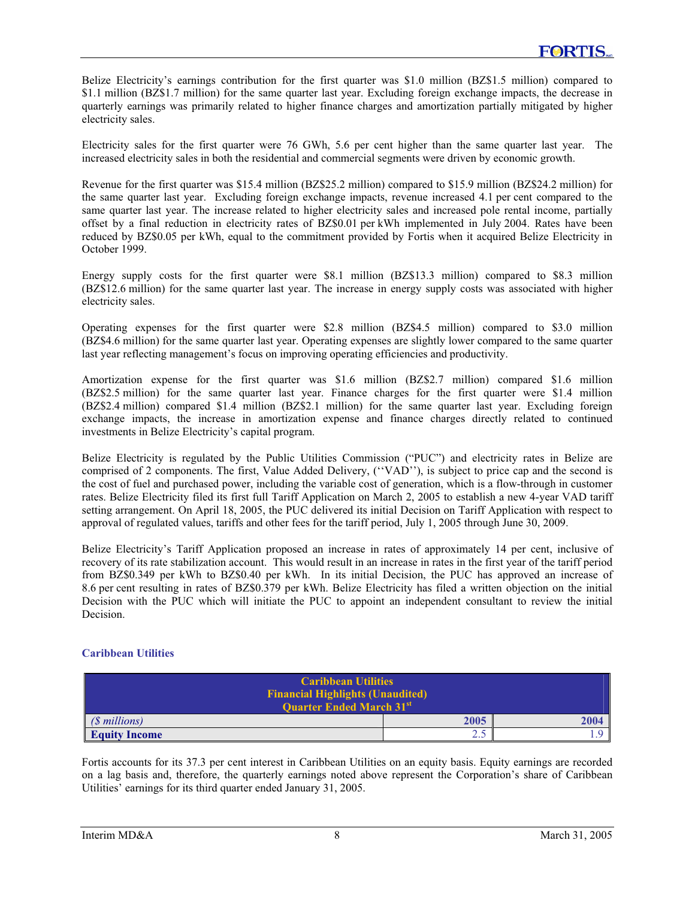Belize Electricity's earnings contribution for the first quarter was $1.0 million (BZ$1.5 million) compared to $1.1 million (BZ$1.7 million) for the same quarter last year. Excluding foreign exchange impacts, the decrease in quarterly earnings was primarily related to higher finance charges and amortization partially mitigated by higher electricity sales.

Electricity sales for the first quarter were 76 GWh, 5.6 per cent higher than the same quarter last year. The increased electricity sales in both the residential and commercial segments were driven by economic growth.

Revenue for the first quarter was $15.4 million (BZ$25.2 million) compared to $15.9 million (BZ$24.2 million) for the same quarter last year. Excluding foreign exchange impacts, revenue increased 4.1 per cent compared to the same quarter last year. The increase related to higher electricity sales and increased pole rental income, partially offset by a final reduction in electricity rates of BZ$0.01 per kWh implemented in July 2004. Rates have been reduced by BZ$0.05 per kWh, equal to the commitment provided by Fortis when it acquired Belize Electricity in October 1999.

Energy supply costs for the first quarter were $8.1 million (BZ$13.3 million) compared to $8.3 million (BZ$12.6 million) for the same quarter last year. The increase in energy supply costs was associated with higher electricity sales.

Operating expenses for the first quarter were $2.8 million (BZ$4.5 million) compared to $3.0 million (BZ$4.6 million) for the same quarter last year. Operating expenses are slightly lower compared to the same quarter last year reflecting management's focus on improving operating efficiencies and productivity.

Amortization expense for the first quarter was $1.6 million (BZ$2.7 million) compared $1.6 million (BZ$2.5 million) for the same quarter last year. Finance charges for the first quarter were $1.4 million (BZ$2.4 million) compared $1.4 million (BZ$2.1 million) for the same quarter last year. Excluding foreign exchange impacts, the increase in amortization expense and finance charges directly related to continued investments in Belize Electricity's capital program.

Belize Electricity is regulated by the Public Utilities Commission ("PUC") and electricity rates in Belize are comprised of 2 components. The first, Value Added Delivery, (''VAD''), is subject to price cap and the second is the cost of fuel and purchased power, including the variable cost of generation, which is a flow-through in customer rates. Belize Electricity filed its first full Tariff Application on March 2, 2005 to establish a new 4-year VAD tariff setting arrangement. On April 18, 2005, the PUC delivered its initial Decision on Tariff Application with respect to approval of regulated values, tariffs and other fees for the tariff period, July 1, 2005 through June 30, 2009.

Belize Electricity's Tariff Application proposed an increase in rates of approximately 14 per cent, inclusive of recovery of its rate stabilization account. This would result in an increase in rates in the first year of the tariff period from BZ$0.349 per kWh to BZ$0.40 per kWh. In its initial Decision, the PUC has approved an increase of 8.6 per cent resulting in rates of BZ$0.379 per kWh. Belize Electricity has filed a written objection on the initial Decision with the PUC which will initiate the PUC to appoint an independent consultant to review the initial Decision.

### Caribbean Utilities

| Caribbean Utilities<br>Financial Highlights (Unaudited)<br>Quarter Ended March 31st | | |
|---|---|---|
| *($ millions)* | **2005** | **2004** |
| **Equity Income** | 2.5 | 1.9 |

Fortis accounts for its 37.3 per cent interest in Caribbean Utilities on an equity basis. Equity earnings are recorded on a lag basis and, therefore, the quarterly earnings noted above represent the Corporation's share of Caribbean Utilities' earnings for its third quarter ended January 31, 2005.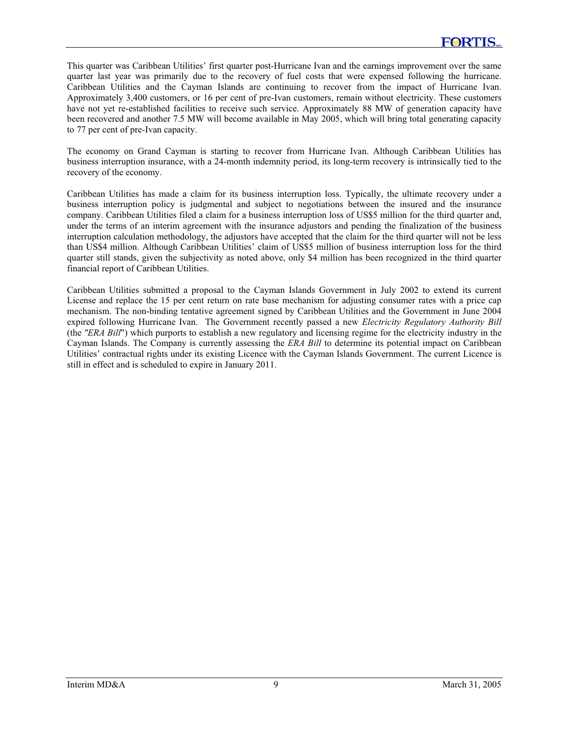This quarter was Caribbean Utilities' first quarter post-Hurricane Ivan and the earnings improvement over the same quarter last year was primarily due to the recovery of fuel costs that were expensed following the hurricane. Caribbean Utilities and the Cayman Islands are continuing to recover from the impact of Hurricane Ivan. Approximately 3,400 customers, or 16 per cent of pre-Ivan customers, remain without electricity. These customers have not yet re-established facilities to receive such service. Approximately 88 MW of generation capacity have been recovered and another 7.5 MW will become available in May 2005, which will bring total generating capacity to 77 per cent of pre-Ivan capacity.

The economy on Grand Cayman is starting to recover from Hurricane Ivan. Although Caribbean Utilities has business interruption insurance, with a 24-month indemnity period, its long-term recovery is intrinsically tied to the recovery of the economy.

Caribbean Utilities has made a claim for its business interruption loss. Typically, the ultimate recovery under a business interruption policy is judgmental and subject to negotiations between the insured and the insurance company. Caribbean Utilities filed a claim for a business interruption loss of US$5 million for the third quarter and, under the terms of an interim agreement with the insurance adjustors and pending the finalization of the business interruption calculation methodology, the adjustors have accepted that the claim for the third quarter will not be less than US$4 million. Although Caribbean Utilities' claim of US$5 million of business interruption loss for the third quarter still stands, given the subjectivity as noted above, only $4 million has been recognized in the third quarter financial report of Caribbean Utilities.

Caribbean Utilities submitted a proposal to the Cayman Islands Government in July 2002 to extend its current License and replace the 15 per cent return on rate base mechanism for adjusting consumer rates with a price cap mechanism. The non-binding tentative agreement signed by Caribbean Utilities and the Government in June 2004 expired following Hurricane Ivan. The Government recently passed a new *Electricity Regulatory Authority Bill* (the "*ERA Bill*") which purports to establish a new regulatory and licensing regime for the electricity industry in the Cayman Islands. The Company is currently assessing the *ERA Bill* to determine its potential impact on Caribbean Utilities' contractual rights under its existing Licence with the Cayman Islands Government. The current Licence is still in effect and is scheduled to expire in January 2011.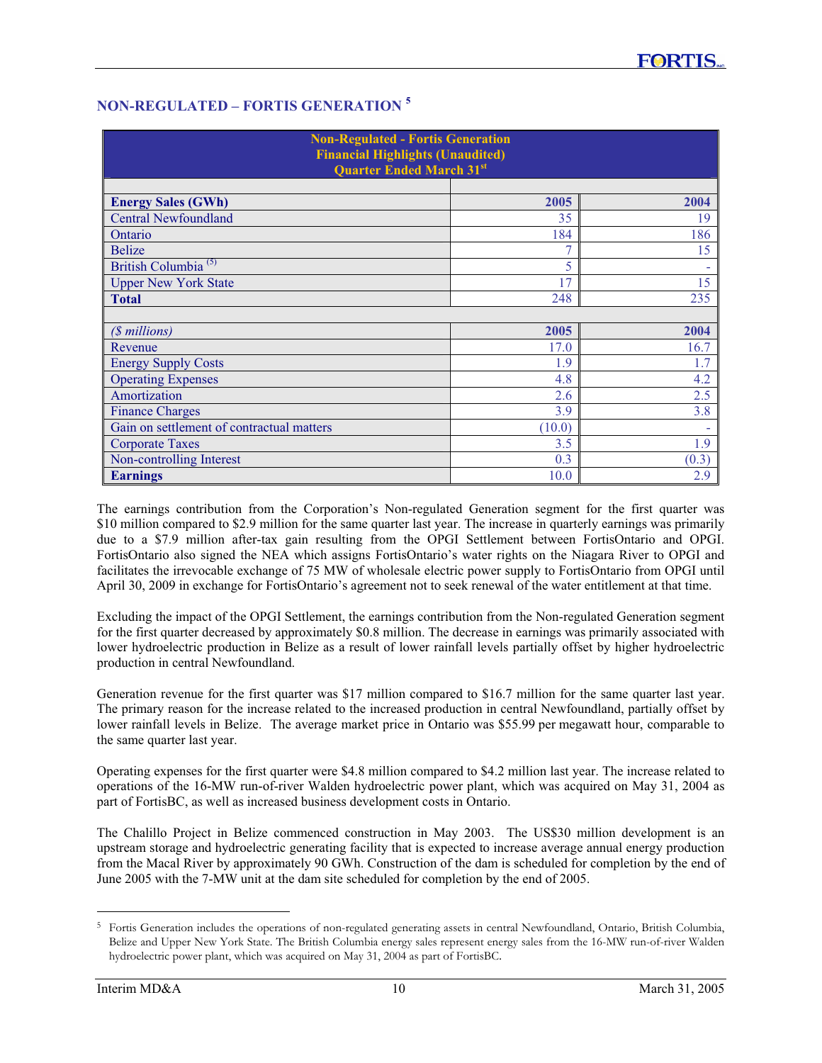## NON-REGULATED – FORTIS GENERATION [5]

| Non-Regulated - Fortis Generation<br>Financial Highlights (Unaudited)<br>Quarter Ended March 31st | | |
|---|---|---|
| **Energy Sales (GWh)** | **2005** | **2004** |
| Central Newfoundland | 35 | 19 |
| Ontario | 184 | 186 |
| Belize | 7 | 15 |
| British Columbia [(5)] | 5 | - |
| Upper New York State | 17 | 15 |
| **Total** | 248 | 235 |
| | | |
| *($ millions)* | **2005** | **2004** |
| Revenue | 17.0 | 16.7 |
| Energy Supply Costs | 1.9 | 1.7 |
| Operating Expenses | 4.8 | 4.2 |
| Amortization | 2.6 | 2.5 |
| Finance Charges | 3.9 | 3.8 |
| Gain on settlement of contractual matters | (10.0) | - |
| Corporate Taxes | 3.5 | 1.9 |
| Non-controlling Interest | 0.3 | (0.3) |
| **Earnings** | 10.0 | 2.9 |

The earnings contribution from the Corporation's Non-regulated Generation segment for the first quarter was $10 million compared to $2.9 million for the same quarter last year. The increase in quarterly earnings was primarily due to a $7.9 million after-tax gain resulting from the OPGI Settlement between FortisOntario and OPGI. FortisOntario also signed the NEA which assigns FortisOntario's water rights on the Niagara River to OPGI and facilitates the irrevocable exchange of 75 MW of wholesale electric power supply to FortisOntario from OPGI until April 30, 2009 in exchange for FortisOntario's agreement not to seek renewal of the water entitlement at that time.

Excluding the impact of the OPGI Settlement, the earnings contribution from the Non-regulated Generation segment for the first quarter decreased by approximately $0.8 million. The decrease in earnings was primarily associated with lower hydroelectric production in Belize as a result of lower rainfall levels partially offset by higher hydroelectric production in central Newfoundland.

Generation revenue for the first quarter was $17 million compared to $16.7 million for the same quarter last year. The primary reason for the increase related to the increased production in central Newfoundland, partially offset by lower rainfall levels in Belize. The average market price in Ontario was $55.99 per megawatt hour, comparable to the same quarter last year.

Operating expenses for the first quarter were $4.8 million compared to $4.2 million last year. The increase related to operations of the 16-MW run-of-river Walden hydroelectric power plant, which was acquired on May 31, 2004 as part of FortisBC, as well as increased business development costs in Ontario.

The Chalillo Project in Belize commenced construction in May 2003. The US$30 million development is an upstream storage and hydroelectric generating facility that is expected to increase average annual energy production from the Macal River by approximately 90 GWh. Construction of the dam is scheduled for completion by the end of June 2005 with the 7-MW unit at the dam site scheduled for completion by the end of 2005.

---

[5] Fortis Generation includes the operations of non-regulated generating assets in central Newfoundland, Ontario, British Columbia, Belize and Upper New York State. The British Columbia energy sales represent energy sales from the 16-MW run-of-river Walden hydroelectric power plant, which was acquired on May 31, 2004 as part of FortisBC.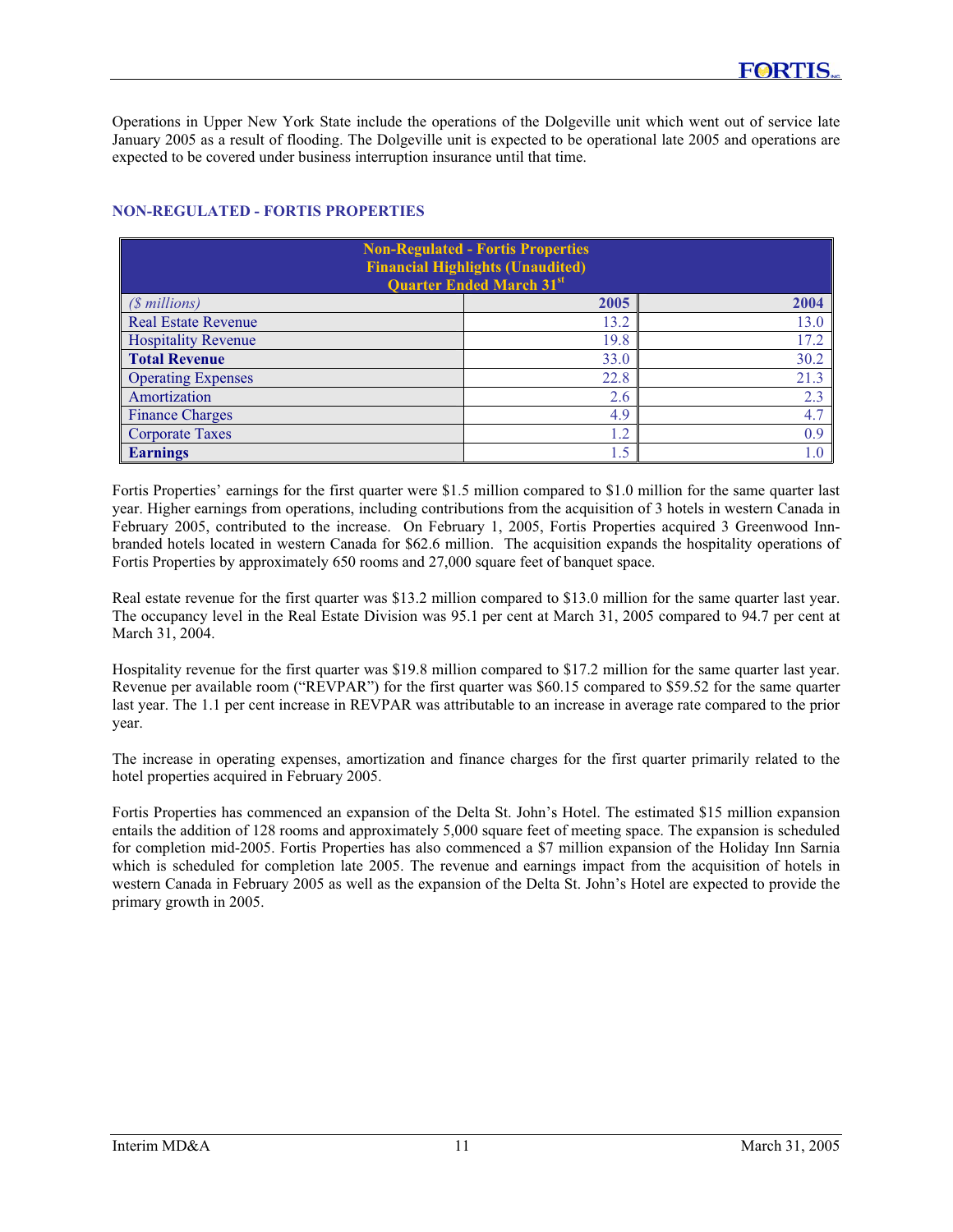Operations in Upper New York State include the operations of the Dolgeville unit which went out of service late January 2005 as a result of flooding. The Dolgeville unit is expected to be operational late 2005 and operations are expected to be covered under business interruption insurance until that time.

## NON-REGULATED - FORTIS PROPERTIES

| Non-Regulated - Fortis Properties<br>Financial Highlights (Unaudited)<br>Quarter Ended March 31st | | |
|---|---|---|
| *($ millions)* | **2005** | **2004** |
| Real Estate Revenue | 13.2 | 13.0 |
| Hospitality Revenue | 19.8 | 17.2 |
| **Total Revenue** | 33.0 | 30.2 |
| Operating Expenses | 22.8 | 21.3 |
| Amortization | 2.6 | 2.3 |
| Finance Charges | 4.9 | 4.7 |
| Corporate Taxes | 1.2 | 0.9 |
| **Earnings** | 1.5 | 1.0 |

Fortis Properties' earnings for the first quarter were $1.5 million compared to $1.0 million for the same quarter last year. Higher earnings from operations, including contributions from the acquisition of 3 hotels in western Canada in February 2005, contributed to the increase. On February 1, 2005, Fortis Properties acquired 3 Greenwood Inn-branded hotels located in western Canada for $62.6 million. The acquisition expands the hospitality operations of Fortis Properties by approximately 650 rooms and 27,000 square feet of banquet space.

Real estate revenue for the first quarter was $13.2 million compared to $13.0 million for the same quarter last year. The occupancy level in the Real Estate Division was 95.1 per cent at March 31, 2005 compared to 94.7 per cent at March 31, 2004.

Hospitality revenue for the first quarter was $19.8 million compared to $17.2 million for the same quarter last year. Revenue per available room ("REVPAR") for the first quarter was $60.15 compared to $59.52 for the same quarter last year. The 1.1 per cent increase in REVPAR was attributable to an increase in average rate compared to the prior year.

The increase in operating expenses, amortization and finance charges for the first quarter primarily related to the hotel properties acquired in February 2005.

Fortis Properties has commenced an expansion of the Delta St. John's Hotel. The estimated $15 million expansion entails the addition of 128 rooms and approximately 5,000 square feet of meeting space. The expansion is scheduled for completion mid-2005. Fortis Properties has also commenced a $7 million expansion of the Holiday Inn Sarnia which is scheduled for completion late 2005. The revenue and earnings impact from the acquisition of hotels in western Canada in February 2005 as well as the expansion of the Delta St. John's Hotel are expected to provide the primary growth in 2005.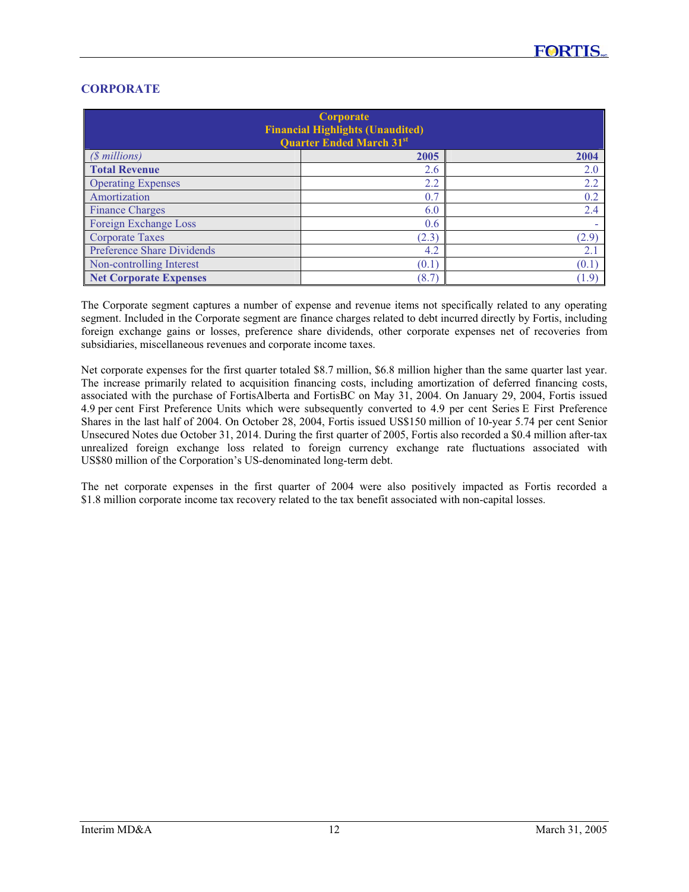## CORPORATE

| Corporate Financial Highlights (Unaudited) Quarter Ended March 31st | | |
|---|---|---|
| *($ millions)* | **2005** | **2004** |
| **Total Revenue** | 2.6 | 2.0 |
| Operating Expenses | 2.2 | 2.2 |
| Amortization | 0.7 | 0.2 |
| Finance Charges | 6.0 | 2.4 |
| Foreign Exchange Loss | 0.6 | - |
| Corporate Taxes | (2.3) | (2.9) |
| Preference Share Dividends | 4.2 | 2.1 |
| Non-controlling Interest | (0.1) | (0.1) |
| **Net Corporate Expenses** | (8.7) | (1.9) |

The Corporate segment captures a number of expense and revenue items not specifically related to any operating segment. Included in the Corporate segment are finance charges related to debt incurred directly by Fortis, including foreign exchange gains or losses, preference share dividends, other corporate expenses net of recoveries from subsidiaries, miscellaneous revenues and corporate income taxes.

Net corporate expenses for the first quarter totaled $8.7 million, $6.8 million higher than the same quarter last year. The increase primarily related to acquisition financing costs, including amortization of deferred financing costs, associated with the purchase of FortisAlberta and FortisBC on May 31, 2004. On January 29, 2004, Fortis issued 4.9 per cent First Preference Units which were subsequently converted to 4.9 per cent Series E First Preference Shares in the last half of 2004. On October 28, 2004, Fortis issued US$150 million of 10-year 5.74 per cent Senior Unsecured Notes due October 31, 2014. During the first quarter of 2005, Fortis also recorded a $0.4 million after-tax unrealized foreign exchange loss related to foreign currency exchange rate fluctuations associated with US$80 million of the Corporation's US-denominated long-term debt.

The net corporate expenses in the first quarter of 2004 were also positively impacted as Fortis recorded a $1.8 million corporate income tax recovery related to the tax benefit associated with non-capital losses.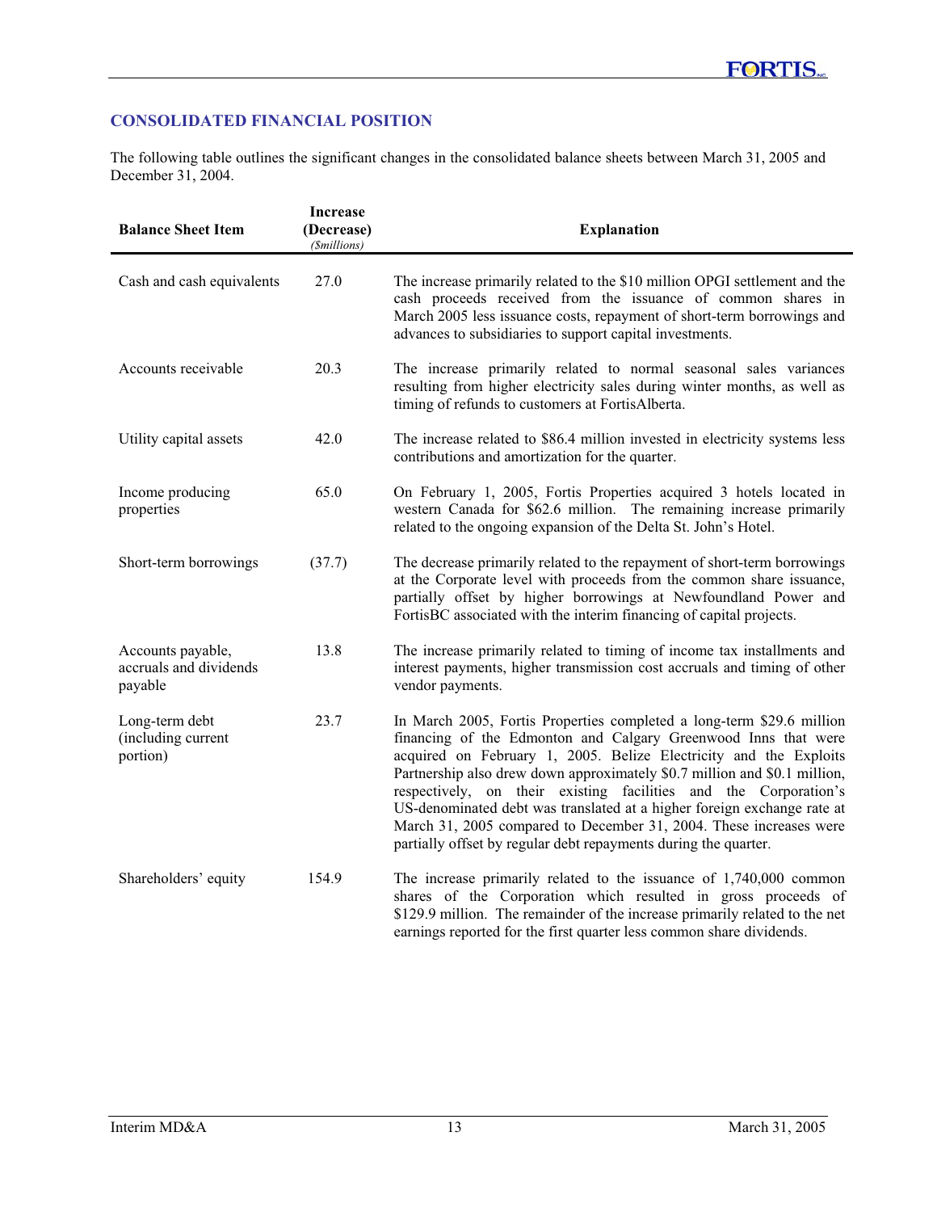## CONSOLIDATED FINANCIAL POSITION

The following table outlines the significant changes in the consolidated balance sheets between March 31, 2005 and December 31, 2004.

| Balance Sheet Item | Increase (Decrease) *($millions)* | Explanation |
|---|---|---|
| Cash and cash equivalents | 27.0 | The increase primarily related to the $10 million OPGI settlement and the cash proceeds received from the issuance of common shares in March 2005 less issuance costs, repayment of short-term borrowings and advances to subsidiaries to support capital investments. |
| Accounts receivable | 20.3 | The increase primarily related to normal seasonal sales variances resulting from higher electricity sales during winter months, as well as timing of refunds to customers at FortisAlberta. |
| Utility capital assets | 42.0 | The increase related to $86.4 million invested in electricity systems less contributions and amortization for the quarter. |
| Income producing properties | 65.0 | On February 1, 2005, Fortis Properties acquired 3 hotels located in western Canada for $62.6 million. The remaining increase primarily related to the ongoing expansion of the Delta St. John's Hotel. |
| Short-term borrowings | (37.7) | The decrease primarily related to the repayment of short-term borrowings at the Corporate level with proceeds from the common share issuance, partially offset by higher borrowings at Newfoundland Power and FortisBC associated with the interim financing of capital projects. |
| Accounts payable, accruals and dividends payable | 13.8 | The increase primarily related to timing of income tax installments and interest payments, higher transmission cost accruals and timing of other vendor payments. |
| Long-term debt (including current portion) | 23.7 | In March 2005, Fortis Properties completed a long-term $29.6 million financing of the Edmonton and Calgary Greenwood Inns that were acquired on February 1, 2005. Belize Electricity and the Exploits Partnership also drew down approximately $0.7 million and $0.1 million, respectively, on their existing facilities and the Corporation's US-denominated debt was translated at a higher foreign exchange rate at March 31, 2005 compared to December 31, 2004. These increases were partially offset by regular debt repayments during the quarter. |
| Shareholders' equity | 154.9 | The increase primarily related to the issuance of 1,740,000 common shares of the Corporation which resulted in gross proceeds of $129.9 million. The remainder of the increase primarily related to the net earnings reported for the first quarter less common share dividends. |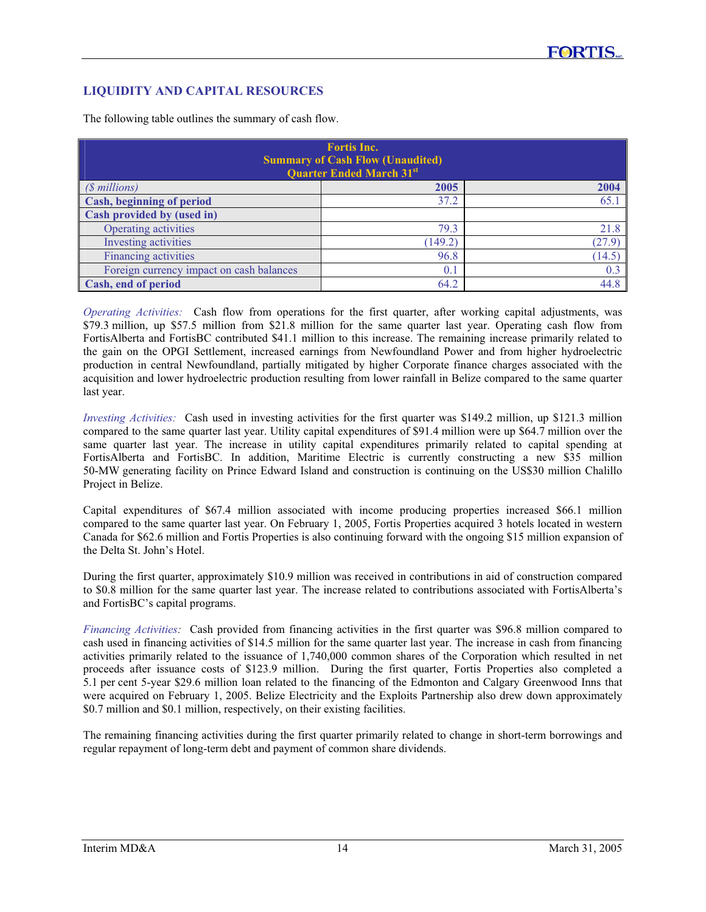## LIQUIDITY AND CAPITAL RESOURCES

The following table outlines the summary of cash flow.

| Fortis Inc.<br>Summary of Cash Flow (Unaudited)<br>Quarter Ended March 31st | | |
|---|---|---|
| *($ millions)* | **2005** | **2004** |
| **Cash, beginning of period** | 37.2 | 65.1 |
| **Cash provided by (used in)** | | |
| Operating activities | 79.3 | 21.8 |
| Investing activities | (149.2) | (27.9) |
| Financing activities | 96.8 | (14.5) |
| Foreign currency impact on cash balances | 0.1 | 0.3 |
| **Cash, end of period** | 64.2 | 44.8 |

*Operating Activities:* Cash flow from operations for the first quarter, after working capital adjustments, was $79.3 million, up $57.5 million from $21.8 million for the same quarter last year. Operating cash flow from FortisAlberta and FortisBC contributed $41.1 million to this increase. The remaining increase primarily related to the gain on the OPGI Settlement, increased earnings from Newfoundland Power and from higher hydroelectric production in central Newfoundland, partially mitigated by higher Corporate finance charges associated with the acquisition and lower hydroelectric production resulting from lower rainfall in Belize compared to the same quarter last year.

*Investing Activities:* Cash used in investing activities for the first quarter was $149.2 million, up $121.3 million compared to the same quarter last year. Utility capital expenditures of $91.4 million were up $64.7 million over the same quarter last year. The increase in utility capital expenditures primarily related to capital spending at FortisAlberta and FortisBC. In addition, Maritime Electric is currently constructing a new $35 million 50-MW generating facility on Prince Edward Island and construction is continuing on the US$30 million Chalillo Project in Belize.

Capital expenditures of $67.4 million associated with income producing properties increased $66.1 million compared to the same quarter last year. On February 1, 2005, Fortis Properties acquired 3 hotels located in western Canada for $62.6 million and Fortis Properties is also continuing forward with the ongoing $15 million expansion of the Delta St. John's Hotel.

During the first quarter, approximately $10.9 million was received in contributions in aid of construction compared to $0.8 million for the same quarter last year. The increase related to contributions associated with FortisAlberta's and FortisBC's capital programs.

*Financing Activities:* Cash provided from financing activities in the first quarter was $96.8 million compared to cash used in financing activities of $14.5 million for the same quarter last year. The increase in cash from financing activities primarily related to the issuance of 1,740,000 common shares of the Corporation which resulted in net proceeds after issuance costs of $123.9 million. During the first quarter, Fortis Properties also completed a 5.1 per cent 5-year $29.6 million loan related to the financing of the Edmonton and Calgary Greenwood Inns that were acquired on February 1, 2005. Belize Electricity and the Exploits Partnership also drew down approximately $0.7 million and $0.1 million, respectively, on their existing facilities.

The remaining financing activities during the first quarter primarily related to change in short-term borrowings and regular repayment of long-term debt and payment of common share dividends.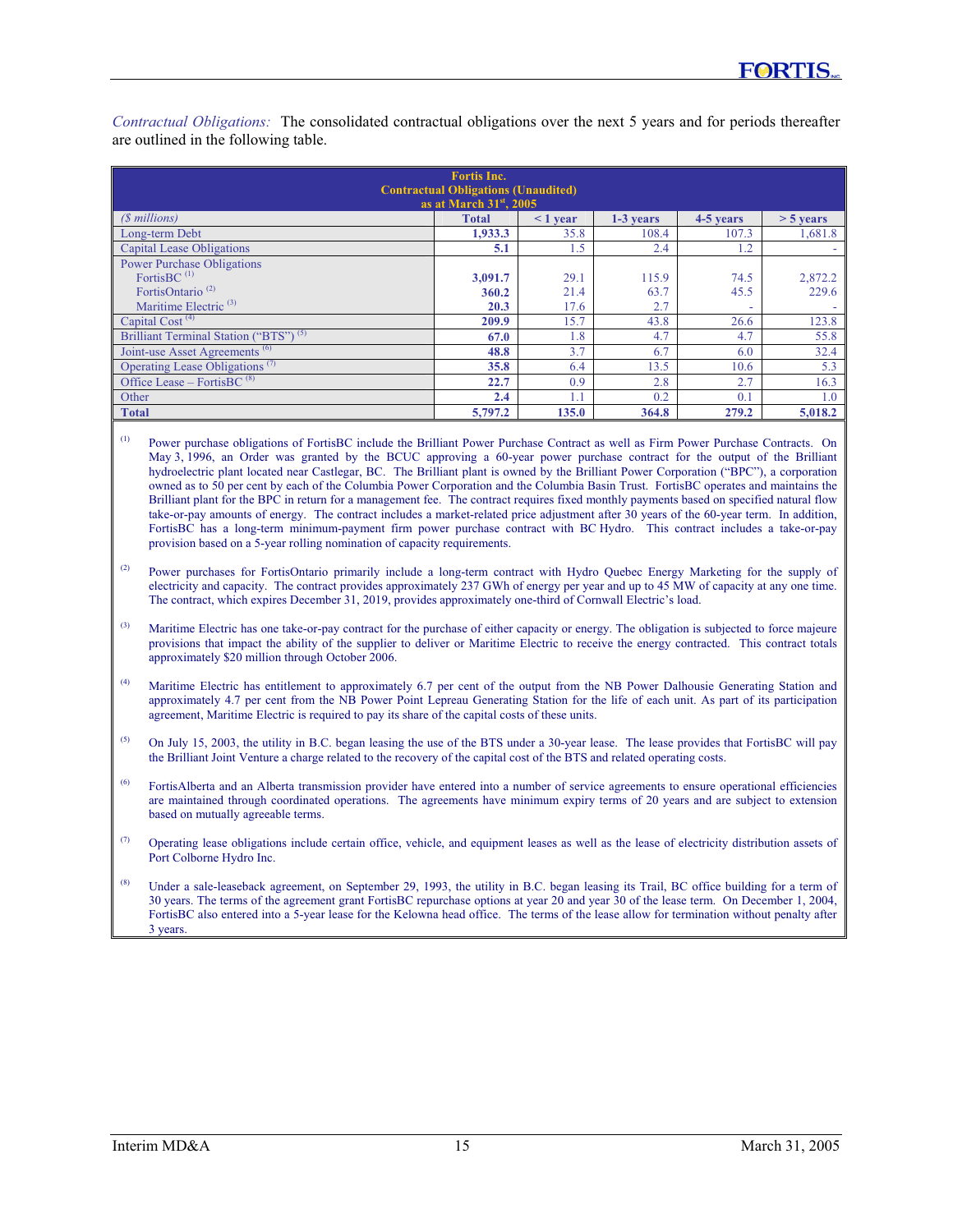*Contractual Obligations:* The consolidated contractual obligations over the next 5 years and for periods thereafter are outlined in the following table.

**Fortis Inc.**
**Contractual Obligations (Unaudited)**
**as at March 31st, 2005**

| ($ millions) | Total | < 1 year | 1-3 years | 4-5 years | > 5 years |
|---|---|---|---|---|---|
| Long-term Debt | **1,933.3** | 35.8 | 108.4 | 107.3 | 1,681.8 |
| Capital Lease Obligations | **5.1** | 1.5 | 2.4 | 1.2 | - |
| Power Purchase Obligations | | | | | |
| FortisBC [(1)] | **3,091.7** | 29.1 | 115.9 | 74.5 | 2,872.2 |
| FortisOntario [(2)] | **360.2** | 21.4 | 63.7 | 45.5 | 229.6 |
| Maritime Electric [(3)] | **20.3** | 17.6 | 2.7 | - | - |
| Capital Cost [(4)] | **209.9** | 15.7 | 43.8 | 26.6 | 123.8 |
| Brilliant Terminal Station ("BTS") [(5)] | **67.0** | 1.8 | 4.7 | 4.7 | 55.8 |
| Joint-use Asset Agreements [(6)] | **48.8** | 3.7 | 6.7 | 6.0 | 32.4 |
| Operating Lease Obligations [(7)] | **35.8** | 6.4 | 13.5 | 10.6 | 5.3 |
| Office Lease – FortisBC [(8)] | **22.7** | 0.9 | 2.8 | 2.7 | 16.3 |
| Other | **2.4** | 1.1 | 0.2 | 0.1 | 1.0 |
| **Total** | **5,797.2** | **135.0** | **364.8** | **279.2** | **5,018.2** |

(1) Power purchase obligations of FortisBC include the Brilliant Power Purchase Contract as well as Firm Power Purchase Contracts. On May 3, 1996, an Order was granted by the BCUC approving a 60-year power purchase contract for the output of the Brilliant hydroelectric plant located near Castlegar, BC. The Brilliant plant is owned by the Brilliant Power Corporation ("BPC"), a corporation owned as to 50 per cent by each of the Columbia Power Corporation and the Columbia Basin Trust. FortisBC operates and maintains the Brilliant plant for the BPC in return for a management fee. The contract requires fixed monthly payments based on specified natural flow take-or-pay amounts of energy. The contract includes a market-related price adjustment after 30 years of the 60-year term. In addition, FortisBC has a long-term minimum-payment firm power purchase contract with BC Hydro. This contract includes a take-or-pay provision based on a 5-year rolling nomination of capacity requirements.

(2) Power purchases for FortisOntario primarily include a long-term contract with Hydro Quebec Energy Marketing for the supply of electricity and capacity. The contract provides approximately 237 GWh of energy per year and up to 45 MW of capacity at any one time. The contract, which expires December 31, 2019, provides approximately one-third of Cornwall Electric's load.

(3) Maritime Electric has one take-or-pay contract for the purchase of either capacity or energy. The obligation is subjected to force majeure provisions that impact the ability of the supplier to deliver or Maritime Electric to receive the energy contracted. This contract totals approximately $20 million through October 2006.

(4) Maritime Electric has entitlement to approximately 6.7 per cent of the output from the NB Power Dalhousie Generating Station and approximately 4.7 per cent from the NB Power Point Lepreau Generating Station for the life of each unit. As part of its participation agreement, Maritime Electric is required to pay its share of the capital costs of these units.

(5) On July 15, 2003, the utility in B.C. began leasing the use of the BTS under a 30-year lease. The lease provides that FortisBC will pay the Brilliant Joint Venture a charge related to the recovery of the capital cost of the BTS and related operating costs.

(6) FortisAlberta and an Alberta transmission provider have entered into a number of service agreements to ensure operational efficiencies are maintained through coordinated operations. The agreements have minimum expiry terms of 20 years and are subject to extension based on mutually agreeable terms.

(7) Operating lease obligations include certain office, vehicle, and equipment leases as well as the lease of electricity distribution assets of Port Colborne Hydro Inc.

(8) Under a sale-leaseback agreement, on September 29, 1993, the utility in B.C. began leasing its Trail, BC office building for a term of 30 years. The terms of the agreement grant FortisBC repurchase options at year 20 and year 30 of the lease term. On December 1, 2004, FortisBC also entered into a 5-year lease for the Kelowna head office. The terms of the lease allow for termination without penalty after 3 years.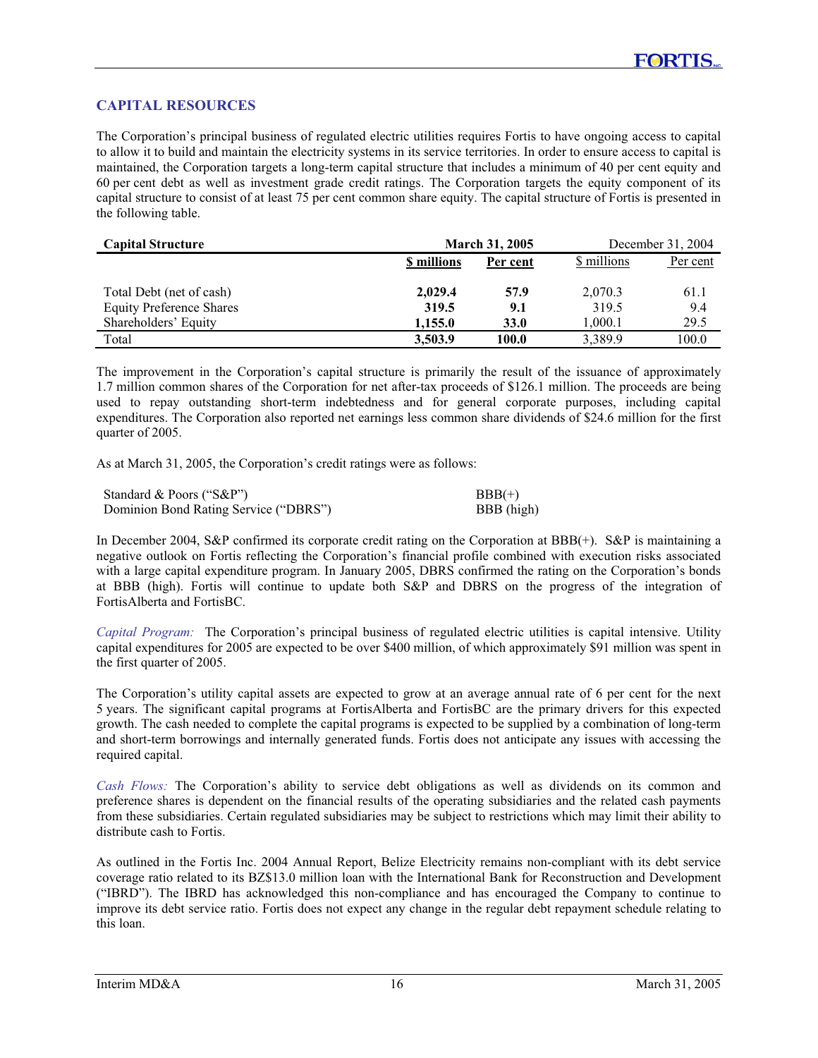## CAPITAL RESOURCES

The Corporation's principal business of regulated electric utilities requires Fortis to have ongoing access to capital to allow it to build and maintain the electricity systems in its service territories. In order to ensure access to capital is maintained, the Corporation targets a long-term capital structure that includes a minimum of 40 per cent equity and 60 per cent debt as well as investment grade credit ratings. The Corporation targets the equity component of its capital structure to consist of at least 75 per cent common share equity. The capital structure of Fortis is presented in the following table.

| **Capital Structure** | **March 31, 2005** | | December 31, 2004 | |
|---|---|---|---|---|
| | **$ millions** | **Per cent** | $ millions | Per cent |
| Total Debt (net of cash) | **2,029.4** | **57.9** | 2,070.3 | 61.1 |
| Equity Preference Shares | **319.5** | **9.1** | 319.5 | 9.4 |
| Shareholders' Equity | **1,155.0** | **33.0** | 1,000.1 | 29.5 |
| Total | **3,503.9** | **100.0** | 3,389.9 | 100.0 |

The improvement in the Corporation's capital structure is primarily the result of the issuance of approximately 1.7 million common shares of the Corporation for net after-tax proceeds of $126.1 million. The proceeds are being used to repay outstanding short-term indebtedness and for general corporate purposes, including capital expenditures. The Corporation also reported net earnings less common share dividends of $24.6 million for the first quarter of 2005.

As at March 31, 2005, the Corporation's credit ratings were as follows:

| | |
|---|---|
| Standard & Poors ("S&P") | BBB(+) |
| Dominion Bond Rating Service ("DBRS") | BBB (high) |

In December 2004, S&P confirmed its corporate credit rating on the Corporation at BBB(+). S&P is maintaining a negative outlook on Fortis reflecting the Corporation's financial profile combined with execution risks associated with a large capital expenditure program. In January 2005, DBRS confirmed the rating on the Corporation's bonds at BBB (high). Fortis will continue to update both S&P and DBRS on the progress of the integration of FortisAlberta and FortisBC.

*Capital Program:* The Corporation's principal business of regulated electric utilities is capital intensive. Utility capital expenditures for 2005 are expected to be over $400 million, of which approximately $91 million was spent in the first quarter of 2005.

The Corporation's utility capital assets are expected to grow at an average annual rate of 6 per cent for the next 5 years. The significant capital programs at FortisAlberta and FortisBC are the primary drivers for this expected growth. The cash needed to complete the capital programs is expected to be supplied by a combination of long-term and short-term borrowings and internally generated funds. Fortis does not anticipate any issues with accessing the required capital.

*Cash Flows:* The Corporation's ability to service debt obligations as well as dividends on its common and preference shares is dependent on the financial results of the operating subsidiaries and the related cash payments from these subsidiaries. Certain regulated subsidiaries may be subject to restrictions which may limit their ability to distribute cash to Fortis.

As outlined in the Fortis Inc. 2004 Annual Report, Belize Electricity remains non-compliant with its debt service coverage ratio related to its BZ$13.0 million loan with the International Bank for Reconstruction and Development ("IBRD"). The IBRD has acknowledged this non-compliance and has encouraged the Company to continue to improve its debt service ratio. Fortis does not expect any change in the regular debt repayment schedule relating to this loan.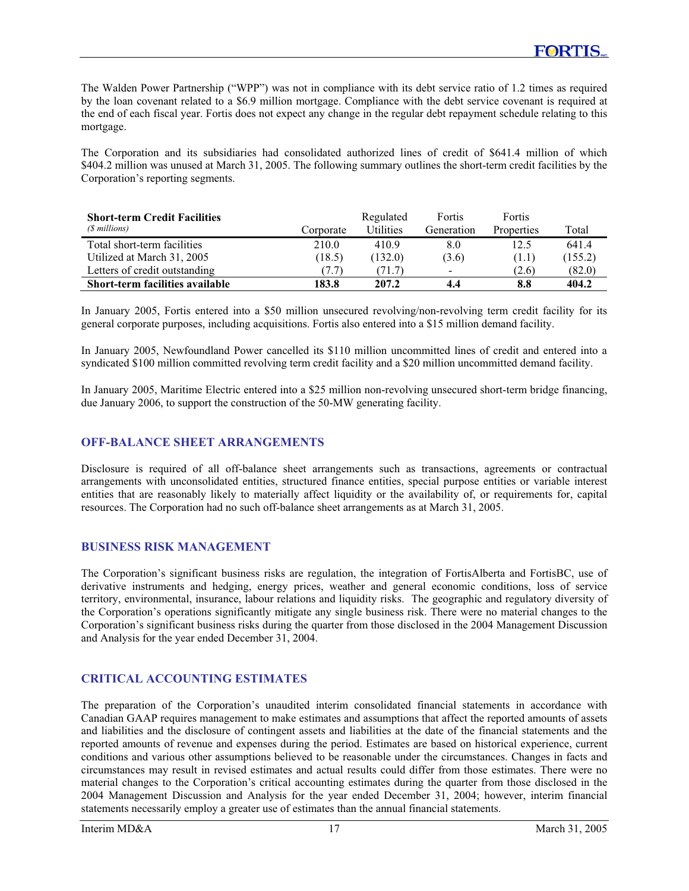The Walden Power Partnership ("WPP") was not in compliance with its debt service ratio of 1.2 times as required by the loan covenant related to a $6.9 million mortgage. Compliance with the debt service covenant is required at the end of each fiscal year. Fortis does not expect any change in the regular debt repayment schedule relating to this mortgage.

The Corporation and its subsidiaries had consolidated authorized lines of credit of $641.4 million of which $404.2 million was unused at March 31, 2005. The following summary outlines the short-term credit facilities by the Corporation's reporting segments.

| **Short-term Credit Facilities** *($ millions)* | Corporate | Regulated Utilities | Fortis Generation | Fortis Properties | Total |
|---|---|---|---|---|---|
| Total short-term facilities | 210.0 | 410.9 | 8.0 | 12.5 | 641.4 |
| Utilized at March 31, 2005 | (18.5) | (132.0) | (3.6) | (1.1) | (155.2) |
| Letters of credit outstanding | (7.7) | (71.7) | - | (2.6) | (82.0) |
| **Short-term facilities available** | **183.8** | **207.2** | **4.4** | **8.8** | **404.2** |

In January 2005, Fortis entered into a $50 million unsecured revolving/non-revolving term credit facility for its general corporate purposes, including acquisitions. Fortis also entered into a $15 million demand facility.

In January 2005, Newfoundland Power cancelled its $110 million uncommitted lines of credit and entered into a syndicated $100 million committed revolving term credit facility and a $20 million uncommitted demand facility.

In January 2005, Maritime Electric entered into a $25 million non-revolving unsecured short-term bridge financing, due January 2006, to support the construction of the 50-MW generating facility.

## OFF-BALANCE SHEET ARRANGEMENTS

Disclosure is required of all off-balance sheet arrangements such as transactions, agreements or contractual arrangements with unconsolidated entities, structured finance entities, special purpose entities or variable interest entities that are reasonably likely to materially affect liquidity or the availability of, or requirements for, capital resources. The Corporation had no such off-balance sheet arrangements as at March 31, 2005.

## BUSINESS RISK MANAGEMENT

The Corporation's significant business risks are regulation, the integration of FortisAlberta and FortisBC, use of derivative instruments and hedging, energy prices, weather and general economic conditions, loss of service territory, environmental, insurance, labour relations and liquidity risks. The geographic and regulatory diversity of the Corporation's operations significantly mitigate any single business risk. There were no material changes to the Corporation's significant business risks during the quarter from those disclosed in the 2004 Management Discussion and Analysis for the year ended December 31, 2004.

## CRITICAL ACCOUNTING ESTIMATES

The preparation of the Corporation's unaudited interim consolidated financial statements in accordance with Canadian GAAP requires management to make estimates and assumptions that affect the reported amounts of assets and liabilities and the disclosure of contingent assets and liabilities at the date of the financial statements and the reported amounts of revenue and expenses during the period. Estimates are based on historical experience, current conditions and various other assumptions believed to be reasonable under the circumstances. Changes in facts and circumstances may result in revised estimates and actual results could differ from those estimates. There were no material changes to the Corporation's critical accounting estimates during the quarter from those disclosed in the 2004 Management Discussion and Analysis for the year ended December 31, 2004; however, interim financial statements necessarily employ a greater use of estimates than the annual financial statements.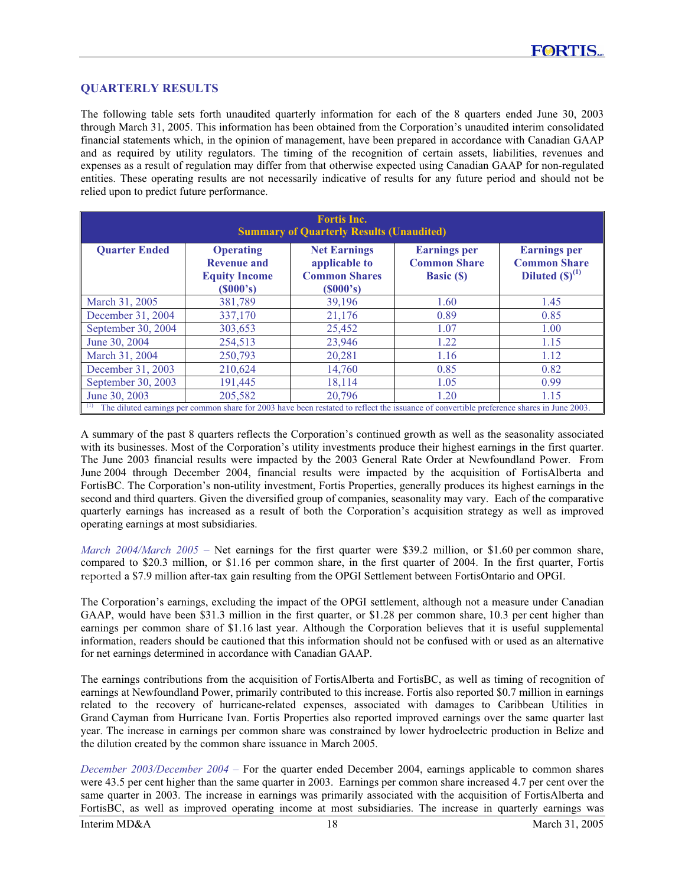## QUARTERLY RESULTS

The following table sets forth unaudited quarterly information for each of the 8 quarters ended June 30, 2003 through March 31, 2005. This information has been obtained from the Corporation's unaudited interim consolidated financial statements which, in the opinion of management, have been prepared in accordance with Canadian GAAP and as required by utility regulators. The timing of the recognition of certain assets, liabilities, revenues and expenses as a result of regulation may differ from that otherwise expected using Canadian GAAP for non-regulated entities. These operating results are not necessarily indicative of results for any future period and should not be relied upon to predict future performance.

**Fortis Inc.**
**Summary of Quarterly Results (Unaudited)**

| Quarter Ended | Operating Revenue and Equity Income ($000's) | Net Earnings applicable to Common Shares ($000's) | Earnings per Common Share Basic ($) | Earnings per Common Share Diluted ($)[1] |
|---|---|---|---|---|
| March 31, 2005 | 381,789 | 39,196 | 1.60 | 1.45 |
| December 31, 2004 | 337,170 | 21,176 | 0.89 | 0.85 |
| September 30, 2004 | 303,653 | 25,452 | 1.07 | 1.00 |
| June 30, 2004 | 254,513 | 23,946 | 1.22 | 1.15 |
| March 31, 2004 | 250,793 | 20,281 | 1.16 | 1.12 |
| December 31, 2003 | 210,624 | 14,760 | 0.85 | 0.82 |
| September 30, 2003 | 191,445 | 18,114 | 1.05 | 0.99 |
| June 30, 2003 | 205,582 | 20,796 | 1.20 | 1.15 |

[1] The diluted earnings per common share for 2003 have been restated to reflect the issuance of convertible preference shares in June 2003.

A summary of the past 8 quarters reflects the Corporation's continued growth as well as the seasonality associated with its businesses. Most of the Corporation's utility investments produce their highest earnings in the first quarter. The June 2003 financial results were impacted by the 2003 General Rate Order at Newfoundland Power. From June 2004 through December 2004, financial results were impacted by the acquisition of FortisAlberta and FortisBC. The Corporation's non-utility investment, Fortis Properties, generally produces its highest earnings in the second and third quarters. Given the diversified group of companies, seasonality may vary. Each of the comparative quarterly earnings has increased as a result of both the Corporation's acquisition strategy as well as improved operating earnings at most subsidiaries.

*March 2004/March 2005 –* Net earnings for the first quarter were $39.2 million, or $1.60 per common share, compared to $20.3 million, or $1.16 per common share, in the first quarter of 2004. In the first quarter, Fortis reported a $7.9 million after-tax gain resulting from the OPGI Settlement between FortisOntario and OPGI.

The Corporation's earnings, excluding the impact of the OPGI settlement, although not a measure under Canadian GAAP, would have been $31.3 million in the first quarter, or $1.28 per common share, 10.3 per cent higher than earnings per common share of $1.16 last year. Although the Corporation believes that it is useful supplemental information, readers should be cautioned that this information should not be confused with or used as an alternative for net earnings determined in accordance with Canadian GAAP.

The earnings contributions from the acquisition of FortisAlberta and FortisBC, as well as timing of recognition of earnings at Newfoundland Power, primarily contributed to this increase. Fortis also reported $0.7 million in earnings related to the recovery of hurricane-related expenses, associated with damages to Caribbean Utilities in Grand Cayman from Hurricane Ivan. Fortis Properties also reported improved earnings over the same quarter last year. The increase in earnings per common share was constrained by lower hydroelectric production in Belize and the dilution created by the common share issuance in March 2005.

*December 2003/December 2004 –* For the quarter ended December 2004, earnings applicable to common shares were 43.5 per cent higher than the same quarter in 2003. Earnings per common share increased 4.7 per cent over the same quarter in 2003. The increase in earnings was primarily associated with the acquisition of FortisAlberta and FortisBC, as well as improved operating income at most subsidiaries. The increase in quarterly earnings was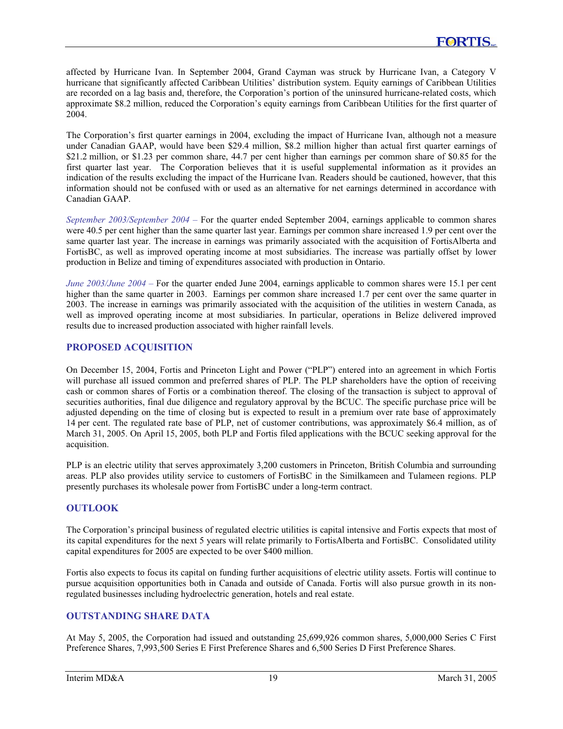affected by Hurricane Ivan. In September 2004, Grand Cayman was struck by Hurricane Ivan, a Category V hurricane that significantly affected Caribbean Utilities' distribution system. Equity earnings of Caribbean Utilities are recorded on a lag basis and, therefore, the Corporation's portion of the uninsured hurricane-related costs, which approximate $8.2 million, reduced the Corporation's equity earnings from Caribbean Utilities for the first quarter of 2004.

The Corporation's first quarter earnings in 2004, excluding the impact of Hurricane Ivan, although not a measure under Canadian GAAP, would have been $29.4 million, $8.2 million higher than actual first quarter earnings of $21.2 million, or $1.23 per common share, 44.7 per cent higher than earnings per common share of $0.85 for the first quarter last year. The Corporation believes that it is useful supplemental information as it provides an indication of the results excluding the impact of the Hurricane Ivan. Readers should be cautioned, however, that this information should not be confused with or used as an alternative for net earnings determined in accordance with Canadian GAAP.

*September 2003/September 2004 –* For the quarter ended September 2004, earnings applicable to common shares were 40.5 per cent higher than the same quarter last year. Earnings per common share increased 1.9 per cent over the same quarter last year. The increase in earnings was primarily associated with the acquisition of FortisAlberta and FortisBC, as well as improved operating income at most subsidiaries. The increase was partially offset by lower production in Belize and timing of expenditures associated with production in Ontario.

*June 2003/June 2004 –* For the quarter ended June 2004, earnings applicable to common shares were 15.1 per cent higher than the same quarter in 2003. Earnings per common share increased 1.7 per cent over the same quarter in 2003. The increase in earnings was primarily associated with the acquisition of the utilities in western Canada, as well as improved operating income at most subsidiaries. In particular, operations in Belize delivered improved results due to increased production associated with higher rainfall levels.

## PROPOSED ACQUISITION

On December 15, 2004, Fortis and Princeton Light and Power ("PLP") entered into an agreement in which Fortis will purchase all issued common and preferred shares of PLP. The PLP shareholders have the option of receiving cash or common shares of Fortis or a combination thereof. The closing of the transaction is subject to approval of securities authorities, final due diligence and regulatory approval by the BCUC. The specific purchase price will be adjusted depending on the time of closing but is expected to result in a premium over rate base of approximately 14 per cent. The regulated rate base of PLP, net of customer contributions, was approximately $6.4 million, as of March 31, 2005. On April 15, 2005, both PLP and Fortis filed applications with the BCUC seeking approval for the acquisition.

PLP is an electric utility that serves approximately 3,200 customers in Princeton, British Columbia and surrounding areas. PLP also provides utility service to customers of FortisBC in the Similkameen and Tulameen regions. PLP presently purchases its wholesale power from FortisBC under a long-term contract.

## OUTLOOK

The Corporation's principal business of regulated electric utilities is capital intensive and Fortis expects that most of its capital expenditures for the next 5 years will relate primarily to FortisAlberta and FortisBC. Consolidated utility capital expenditures for 2005 are expected to be over $400 million.

Fortis also expects to focus its capital on funding further acquisitions of electric utility assets. Fortis will continue to pursue acquisition opportunities both in Canada and outside of Canada. Fortis will also pursue growth in its non-regulated businesses including hydroelectric generation, hotels and real estate.

## OUTSTANDING SHARE DATA

At May 5, 2005, the Corporation had issued and outstanding 25,699,926 common shares, 5,000,000 Series C First Preference Shares, 7,993,500 Series E First Preference Shares and 6,500 Series D First Preference Shares.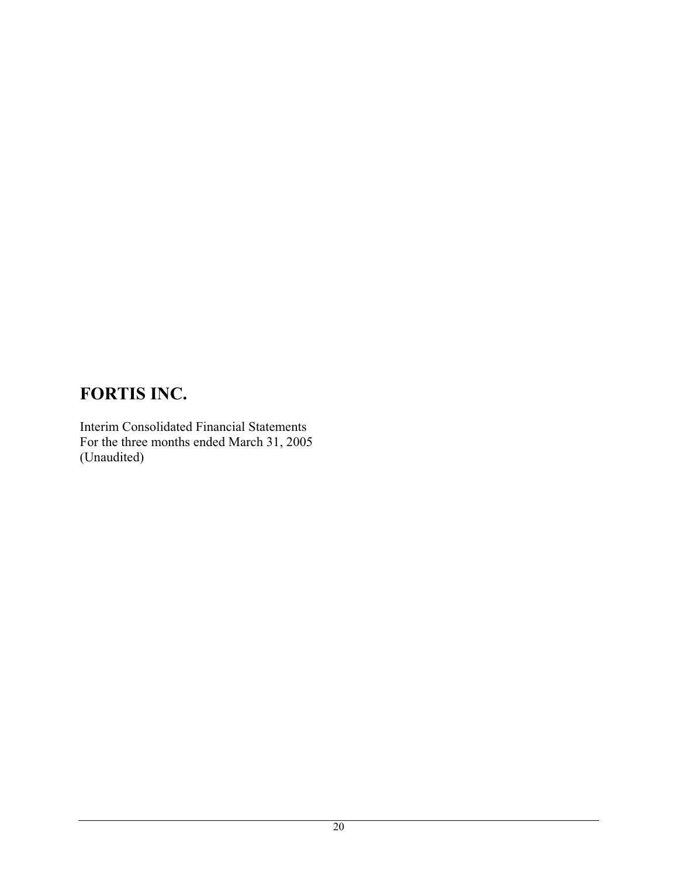# FORTIS INC.

Interim Consolidated Financial Statements
For the three months ended March 31, 2005
(Unaudited)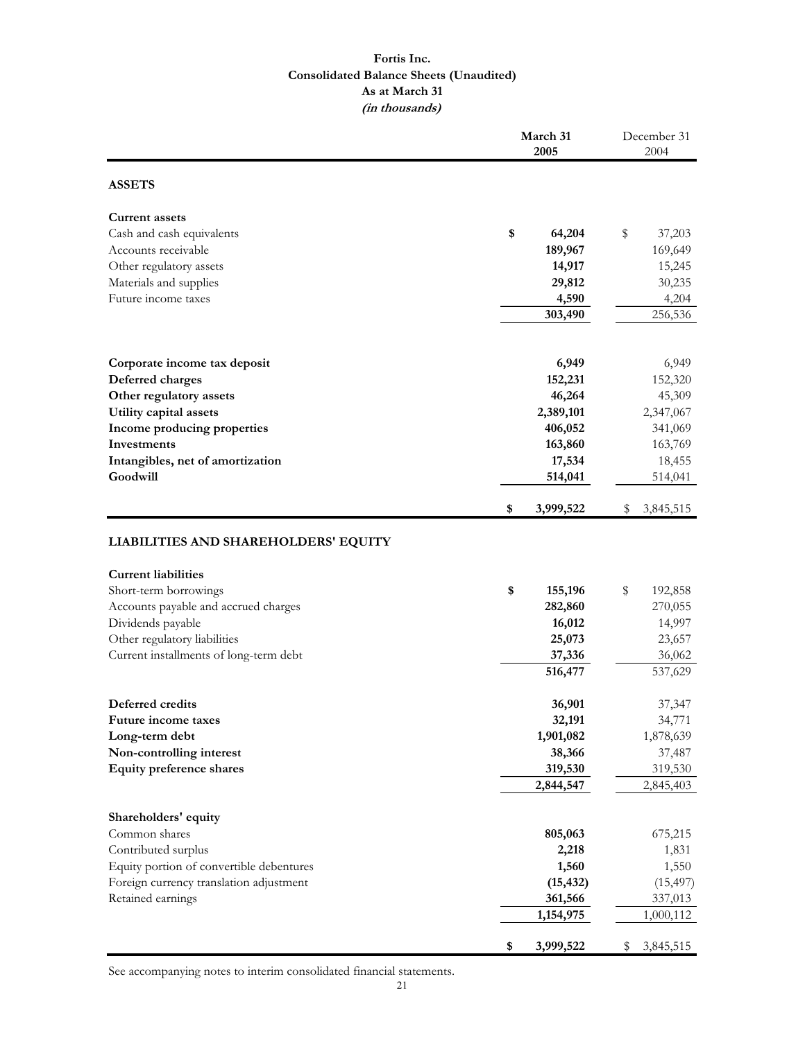# Fortis Inc.
## Consolidated Balance Sheets (Unaudited)
### As at March 31
*(in thousands)*

| | March 31 2005 | December 31 2004 |
|---|---|---|
| **ASSETS** | | |
| **Current assets** | | |
| Cash and cash equivalents | **$ 64,204** | $ 37,203 |
| Accounts receivable | **189,967** | 169,649 |
| Other regulatory assets | **14,917** | 15,245 |
| Materials and supplies | **29,812** | 30,235 |
| Future income taxes | **4,590** | 4,204 |
| | **303,490** | 256,536 |
| **Corporate income tax deposit** | **6,949** | 6,949 |
| **Deferred charges** | **152,231** | 152,320 |
| **Other regulatory assets** | **46,264** | 45,309 |
| **Utility capital assets** | **2,389,101** | 2,347,067 |
| **Income producing properties** | **406,052** | 341,069 |
| **Investments** | **163,860** | 163,769 |
| **Intangibles, net of amortization** | **17,534** | 18,455 |
| **Goodwill** | **514,041** | 514,041 |
| | **$ 3,999,522** | $ 3,845,515 |
| **LIABILITIES AND SHAREHOLDERS' EQUITY** | | |
| **Current liabilities** | | |
| Short-term borrowings | **$ 155,196** | $ 192,858 |
| Accounts payable and accrued charges | **282,860** | 270,055 |
| Dividends payable | **16,012** | 14,997 |
| Other regulatory liabilities | **25,073** | 23,657 |
| Current installments of long-term debt | **37,336** | 36,062 |
| | **516,477** | 537,629 |
| **Deferred credits** | **36,901** | 37,347 |
| **Future income taxes** | **32,191** | 34,771 |
| **Long-term debt** | **1,901,082** | 1,878,639 |
| **Non-controlling interest** | **38,366** | 37,487 |
| **Equity preference shares** | **319,530** | 319,530 |
| | **2,844,547** | 2,845,403 |
| **Shareholders' equity** | | |
| Common shares | **805,063** | 675,215 |
| Contributed surplus | **2,218** | 1,831 |
| Equity portion of convertible debentures | **1,560** | 1,550 |
| Foreign currency translation adjustment | **(15,432)** | (15,497) |
| Retained earnings | **361,566** | 337,013 |
| | **1,154,975** | 1,000,112 |
| | **$ 3,999,522** | $ 3,845,515 |

See accompanying notes to interim consolidated financial statements.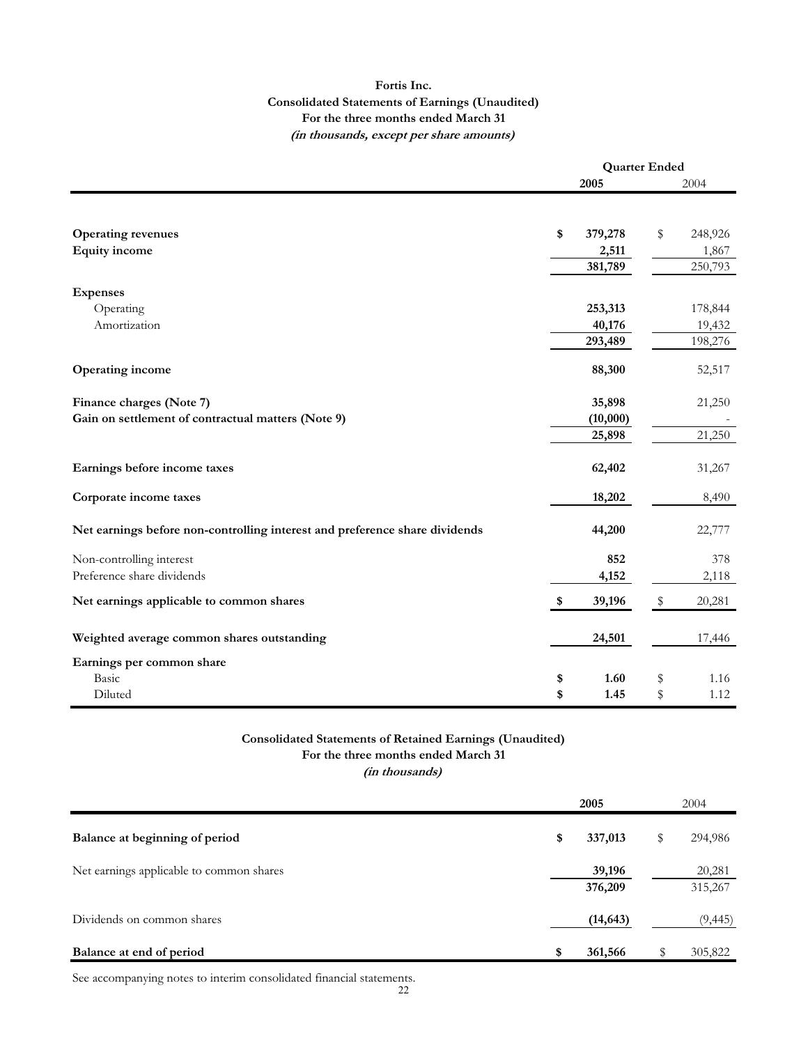**Fortis Inc.**
**Consolidated Statements of Earnings (Unaudited)**
**For the three months ended March 31**
***(in thousands, except per share amounts)***

| | Quarter Ended | |
|---|---|---|
| | **2005** | 2004 |
| **Operating revenues** | **$ 379,278** | $ 248,926 |
| **Equity income** | **2,511** | 1,867 |
| | **381,789** | 250,793 |
| **Expenses** | | |
| Operating | **253,313** | 178,844 |
| Amortization | **40,176** | 19,432 |
| | **293,489** | 198,276 |
| **Operating income** | **88,300** | 52,517 |
| **Finance charges (Note 7)** | **35,898** | 21,250 |
| **Gain on settlement of contractual matters (Note 9)** | **(10,000)** | - |
| | **25,898** | 21,250 |
| **Earnings before income taxes** | **62,402** | 31,267 |
| **Corporate income taxes** | **18,202** | 8,490 |
| **Net earnings before non-controlling interest and preference share dividends** | **44,200** | 22,777 |
| Non-controlling interest | **852** | 378 |
| Preference share dividends | **4,152** | 2,118 |
| **Net earnings applicable to common shares** | **$ 39,196** | $ 20,281 |
| **Weighted average common shares outstanding** | **24,501** | 17,446 |
| **Earnings per common share** | | |
| Basic | **$ 1.60** | $ 1.16 |
| Diluted | **$ 1.45** | $ 1.12 |

**Consolidated Statements of Retained Earnings (Unaudited)**
**For the three months ended March 31**
***(in thousands)***

| | **2005** | 2004 |
|---|---|---|
| **Balance at beginning of period** | **$ 337,013** | $ 294,986 |
| Net earnings applicable to common shares | **39,196** | 20,281 |
| | **376,209** | 315,267 |
| Dividends on common shares | **(14,643)** | (9,445) |
| **Balance at end of period** | **$ 361,566** | $ 305,822 |

See accompanying notes to interim consolidated financial statements.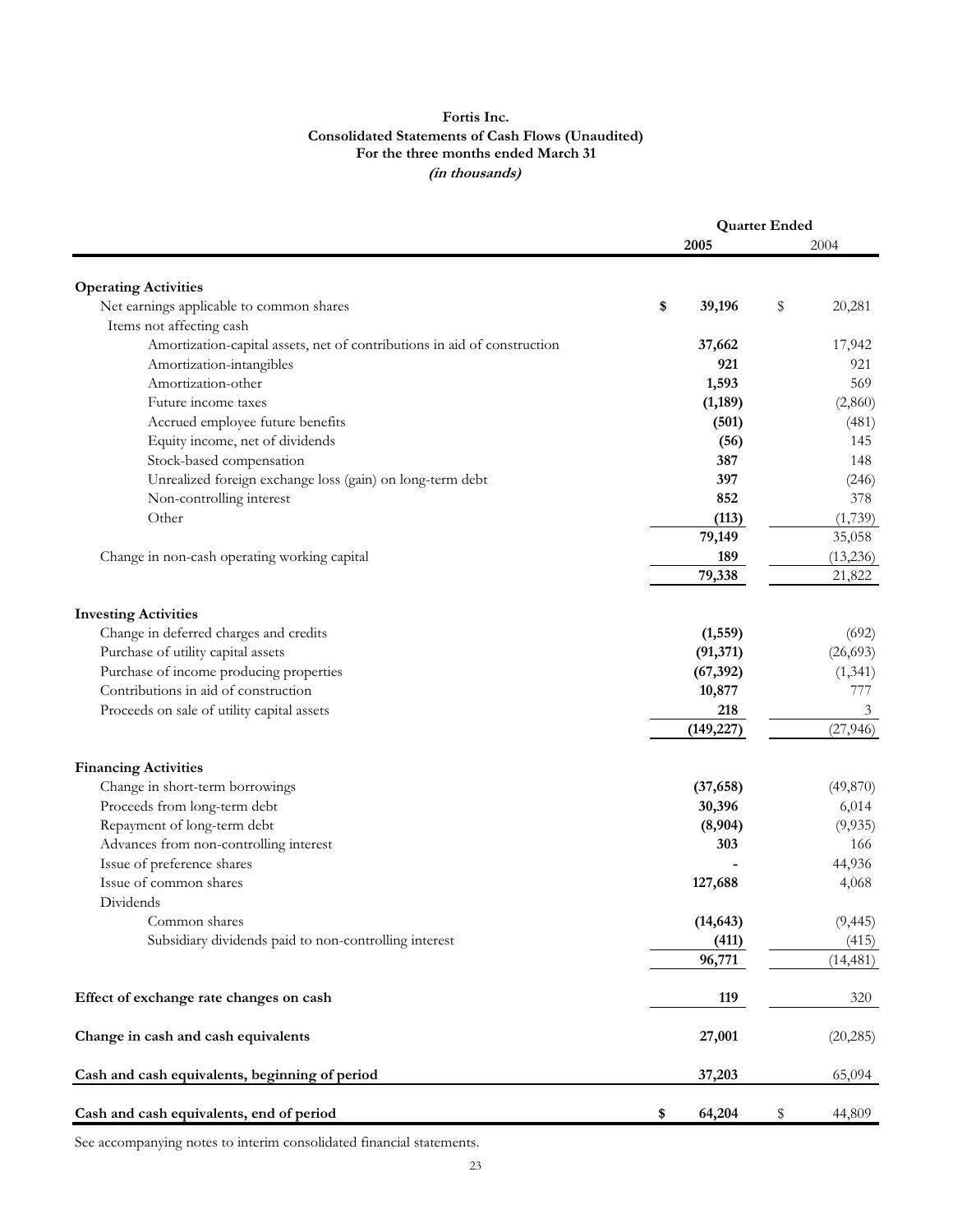**Fortis Inc.**
**Consolidated Statements of Cash Flows (Unaudited)**
**For the three months ended March 31**
***(in thousands)***

| | Quarter Ended | |
|---|---|---|
| | **2005** | 2004 |
| **Operating Activities** | | |
| Net earnings applicable to common shares | **$ 39,196** | $ 20,281 |
| Items not affecting cash | | |
| Amortization-capital assets, net of contributions in aid of construction | **37,662** | 17,942 |
| Amortization-intangibles | **921** | 921 |
| Amortization-other | **1,593** | 569 |
| Future income taxes | **(1,189)** | (2,860) |
| Accrued employee future benefits | **(501)** | (481) |
| Equity income, net of dividends | **(56)** | 145 |
| Stock-based compensation | **387** | 148 |
| Unrealized foreign exchange loss (gain) on long-term debt | **397** | (246) |
| Non-controlling interest | **852** | 378 |
| Other | **(113)** | (1,739) |
| | **79,149** | 35,058 |
| Change in non-cash operating working capital | **189** | (13,236) |
| | **79,338** | 21,822 |
| **Investing Activities** | | |
| Change in deferred charges and credits | **(1,559)** | (692) |
| Purchase of utility capital assets | **(91,371)** | (26,693) |
| Purchase of income producing properties | **(67,392)** | (1,341) |
| Contributions in aid of construction | **10,877** | 777 |
| Proceeds on sale of utility capital assets | **218** | 3 |
| | **(149,227)** | (27,946) |
| **Financing Activities** | | |
| Change in short-term borrowings | **(37,658)** | (49,870) |
| Proceeds from long-term debt | **30,396** | 6,014 |
| Repayment of long-term debt | **(8,904)** | (9,935) |
| Advances from non-controlling interest | **303** | 166 |
| Issue of preference shares | **-** | 44,936 |
| Issue of common shares | **127,688** | 4,068 |
| Dividends | | |
| Common shares | **(14,643)** | (9,445) |
| Subsidiary dividends paid to non-controlling interest | **(411)** | (415) |
| | **96,771** | (14,481) |
| **Effect of exchange rate changes on cash** | **119** | 320 |
| **Change in cash and cash equivalents** | **27,001** | (20,285) |
| **Cash and cash equivalents, beginning of period** | **37,203** | 65,094 |
| **Cash and cash equivalents, end of period** | **$ 64,204** | $ 44,809 |

See accompanying notes to interim consolidated financial statements.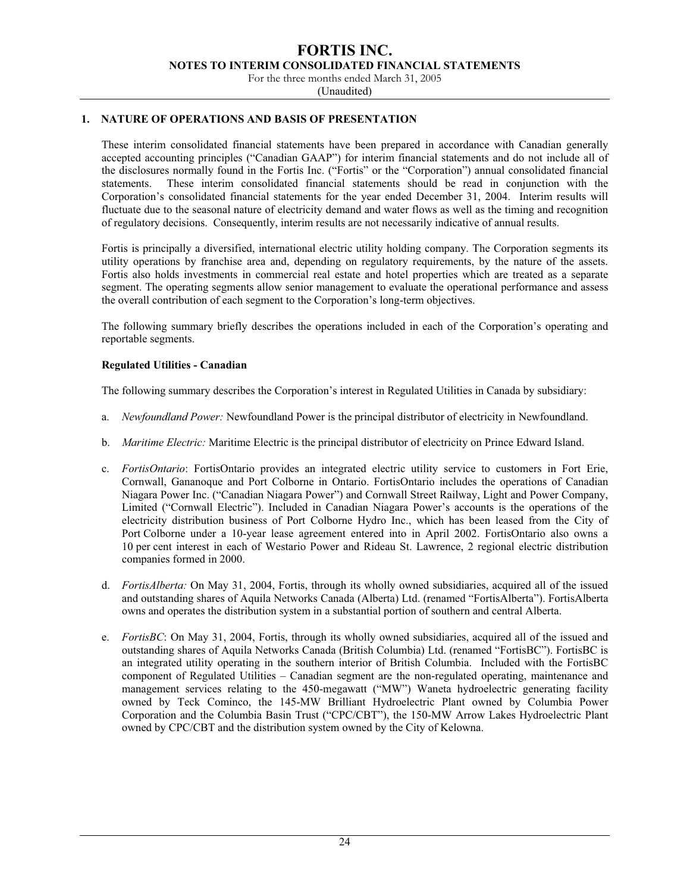# FORTIS INC.

## NOTES TO INTERIM CONSOLIDATED FINANCIAL STATEMENTS

For the three months ended March 31, 2005

(Unaudited)

### 1. NATURE OF OPERATIONS AND BASIS OF PRESENTATION

These interim consolidated financial statements have been prepared in accordance with Canadian generally accepted accounting principles ("Canadian GAAP") for interim financial statements and do not include all of the disclosures normally found in the Fortis Inc. ("Fortis" or the "Corporation") annual consolidated financial statements. These interim consolidated financial statements should be read in conjunction with the Corporation's consolidated financial statements for the year ended December 31, 2004. Interim results will fluctuate due to the seasonal nature of electricity demand and water flows as well as the timing and recognition of regulatory decisions. Consequently, interim results are not necessarily indicative of annual results.

Fortis is principally a diversified, international electric utility holding company. The Corporation segments its utility operations by franchise area and, depending on regulatory requirements, by the nature of the assets. Fortis also holds investments in commercial real estate and hotel properties which are treated as a separate segment. The operating segments allow senior management to evaluate the operational performance and assess the overall contribution of each segment to the Corporation's long-term objectives.

The following summary briefly describes the operations included in each of the Corporation's operating and reportable segments.

**Regulated Utilities - Canadian**

The following summary describes the Corporation's interest in Regulated Utilities in Canada by subsidiary:

a. *Newfoundland Power:* Newfoundland Power is the principal distributor of electricity in Newfoundland.

b. *Maritime Electric:* Maritime Electric is the principal distributor of electricity on Prince Edward Island.

c. *FortisOntario*: FortisOntario provides an integrated electric utility service to customers in Fort Erie, Cornwall, Gananoque and Port Colborne in Ontario. FortisOntario includes the operations of Canadian Niagara Power Inc. ("Canadian Niagara Power") and Cornwall Street Railway, Light and Power Company, Limited ("Cornwall Electric"). Included in Canadian Niagara Power's accounts is the operations of the electricity distribution business of Port Colborne Hydro Inc., which has been leased from the City of Port Colborne under a 10-year lease agreement entered into in April 2002. FortisOntario also owns a 10 per cent interest in each of Westario Power and Rideau St. Lawrence, 2 regional electric distribution companies formed in 2000.

d. *FortisAlberta:* On May 31, 2004, Fortis, through its wholly owned subsidiaries, acquired all of the issued and outstanding shares of Aquila Networks Canada (Alberta) Ltd. (renamed "FortisAlberta"). FortisAlberta owns and operates the distribution system in a substantial portion of southern and central Alberta.

e. *FortisBC*: On May 31, 2004, Fortis, through its wholly owned subsidiaries, acquired all of the issued and outstanding shares of Aquila Networks Canada (British Columbia) Ltd. (renamed "FortisBC"). FortisBC is an integrated utility operating in the southern interior of British Columbia. Included with the FortisBC component of Regulated Utilities – Canadian segment are the non-regulated operating, maintenance and management services relating to the 450-megawatt ("MW") Waneta hydroelectric generating facility owned by Teck Cominco, the 145-MW Brilliant Hydroelectric Plant owned by Columbia Power Corporation and the Columbia Basin Trust ("CPC/CBT"), the 150-MW Arrow Lakes Hydroelectric Plant owned by CPC/CBT and the distribution system owned by the City of Kelowna.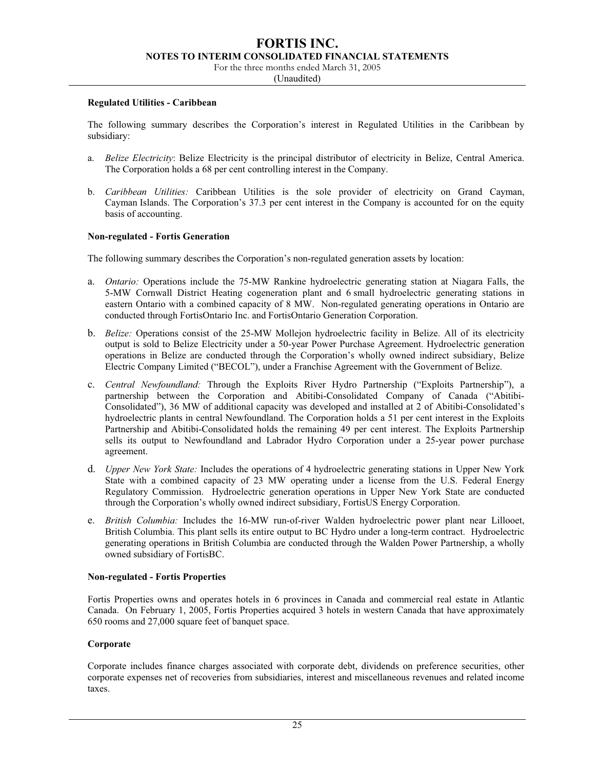**Regulated Utilities - Caribbean**

The following summary describes the Corporation's interest in Regulated Utilities in the Caribbean by subsidiary:

a. *Belize Electricity*: Belize Electricity is the principal distributor of electricity in Belize, Central America. The Corporation holds a 68 per cent controlling interest in the Company.

b. *Caribbean Utilities:* Caribbean Utilities is the sole provider of electricity on Grand Cayman, Cayman Islands. The Corporation's 37.3 per cent interest in the Company is accounted for on the equity basis of accounting.

**Non-regulated - Fortis Generation**

The following summary describes the Corporation's non-regulated generation assets by location:

a. *Ontario:* Operations include the 75-MW Rankine hydroelectric generating station at Niagara Falls, the 5-MW Cornwall District Heating cogeneration plant and 6 small hydroelectric generating stations in eastern Ontario with a combined capacity of 8 MW. Non-regulated generating operations in Ontario are conducted through FortisOntario Inc. and FortisOntario Generation Corporation.

b. *Belize:* Operations consist of the 25-MW Mollejon hydroelectric facility in Belize. All of its electricity output is sold to Belize Electricity under a 50-year Power Purchase Agreement. Hydroelectric generation operations in Belize are conducted through the Corporation's wholly owned indirect subsidiary, Belize Electric Company Limited ("BECOL"), under a Franchise Agreement with the Government of Belize.

c. *Central Newfoundland:* Through the Exploits River Hydro Partnership ("Exploits Partnership"), a partnership between the Corporation and Abitibi-Consolidated Company of Canada ("Abitibi-Consolidated"), 36 MW of additional capacity was developed and installed at 2 of Abitibi-Consolidated's hydroelectric plants in central Newfoundland. The Corporation holds a 51 per cent interest in the Exploits Partnership and Abitibi-Consolidated holds the remaining 49 per cent interest. The Exploits Partnership sells its output to Newfoundland and Labrador Hydro Corporation under a 25-year power purchase agreement.

d. *Upper New York State:* Includes the operations of 4 hydroelectric generating stations in Upper New York State with a combined capacity of 23 MW operating under a license from the U.S. Federal Energy Regulatory Commission. Hydroelectric generation operations in Upper New York State are conducted through the Corporation's wholly owned indirect subsidiary, FortisUS Energy Corporation.

e. *British Columbia:* Includes the 16-MW run-of-river Walden hydroelectric power plant near Lillooet, British Columbia. This plant sells its entire output to BC Hydro under a long-term contract. Hydroelectric generating operations in British Columbia are conducted through the Walden Power Partnership, a wholly owned subsidiary of FortisBC.

**Non-regulated - Fortis Properties**

Fortis Properties owns and operates hotels in 6 provinces in Canada and commercial real estate in Atlantic Canada. On February 1, 2005, Fortis Properties acquired 3 hotels in western Canada that have approximately 650 rooms and 27,000 square feet of banquet space.

**Corporate**

Corporate includes finance charges associated with corporate debt, dividends on preference securities, other corporate expenses net of recoveries from subsidiaries, interest and miscellaneous revenues and related income taxes.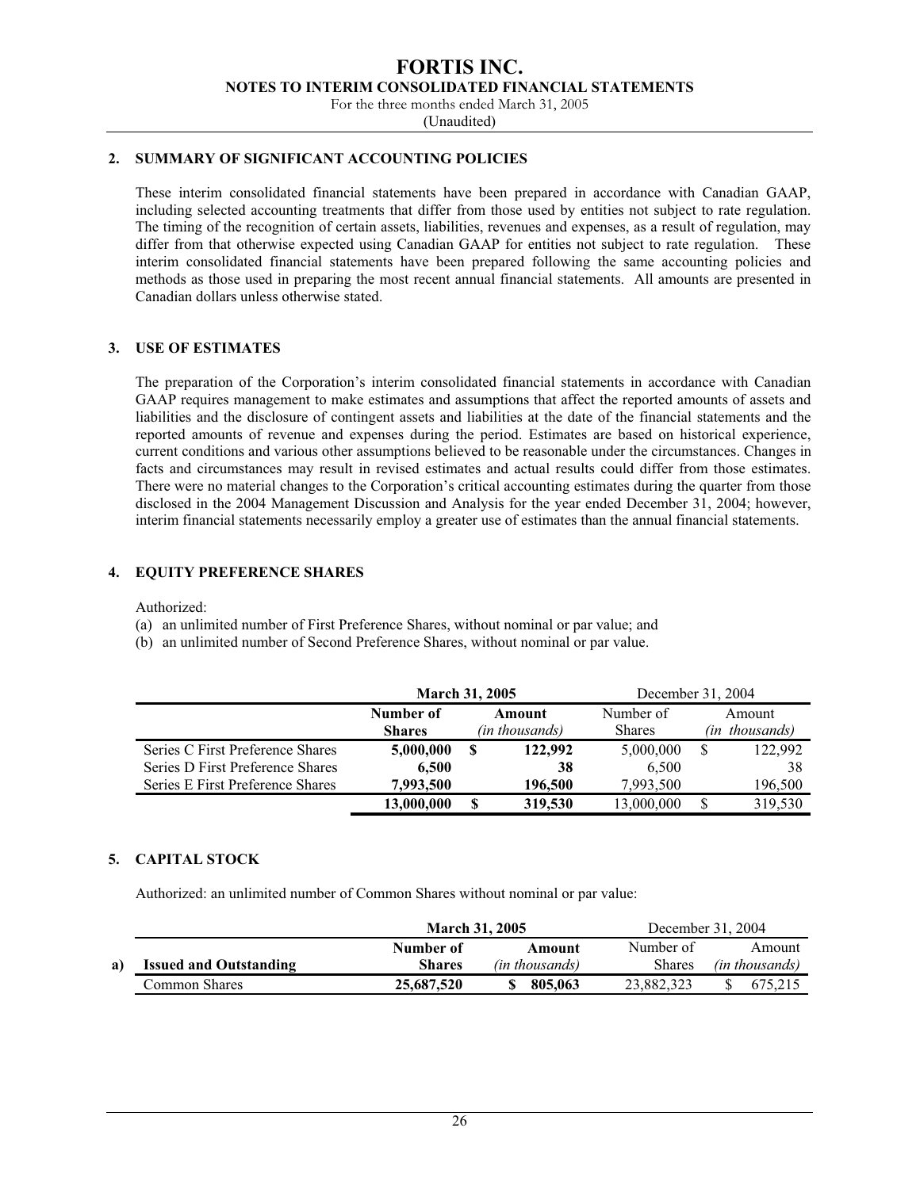## 2. SUMMARY OF SIGNIFICANT ACCOUNTING POLICIES

These interim consolidated financial statements have been prepared in accordance with Canadian GAAP, including selected accounting treatments that differ from those used by entities not subject to rate regulation. The timing of the recognition of certain assets, liabilities, revenues and expenses, as a result of regulation, may differ from that otherwise expected using Canadian GAAP for entities not subject to rate regulation. These interim consolidated financial statements have been prepared following the same accounting policies and methods as those used in preparing the most recent annual financial statements. All amounts are presented in Canadian dollars unless otherwise stated.

## 3. USE OF ESTIMATES

The preparation of the Corporation's interim consolidated financial statements in accordance with Canadian GAAP requires management to make estimates and assumptions that affect the reported amounts of assets and liabilities and the disclosure of contingent assets and liabilities at the date of the financial statements and the reported amounts of revenue and expenses during the period. Estimates are based on historical experience, current conditions and various other assumptions believed to be reasonable under the circumstances. Changes in facts and circumstances may result in revised estimates and actual results could differ from those estimates. There were no material changes to the Corporation's critical accounting estimates during the quarter from those disclosed in the 2004 Management Discussion and Analysis for the year ended December 31, 2004; however, interim financial statements necessarily employ a greater use of estimates than the annual financial statements.

## 4. EQUITY PREFERENCE SHARES

Authorized:
(a) an unlimited number of First Preference Shares, without nominal or par value; and
(b) an unlimited number of Second Preference Shares, without nominal or par value.

| | **March 31, 2005** | | December 31, 2004 | |
|---|---|---|---|---|
| | **Number of Shares** | **Amount** *(in thousands)* | Number of Shares | Amount *(in thousands)* |
| Series C First Preference Shares | **5,000,000** | **$ 122,992** | 5,000,000 | $ 122,992 |
| Series D First Preference Shares | **6,500** | **38** | 6,500 | 38 |
| Series E First Preference Shares | **7,993,500** | **196,500** | 7,993,500 | 196,500 |
| | **13,000,000** | **$ 319,530** | 13,000,000 | $ 319,530 |

## 5. CAPITAL STOCK

Authorized: an unlimited number of Common Shares without nominal or par value:

| | **March 31, 2005** | | December 31, 2004 | |
|---|---|---|---|---|
| **a) Issued and Outstanding** | **Number of Shares** | **Amount** *(in thousands)* | Number of Shares | Amount *(in thousands)* |
| Common Shares | **25,687,520** | **$ 805,063** | 23,882,323 | $ 675,215 |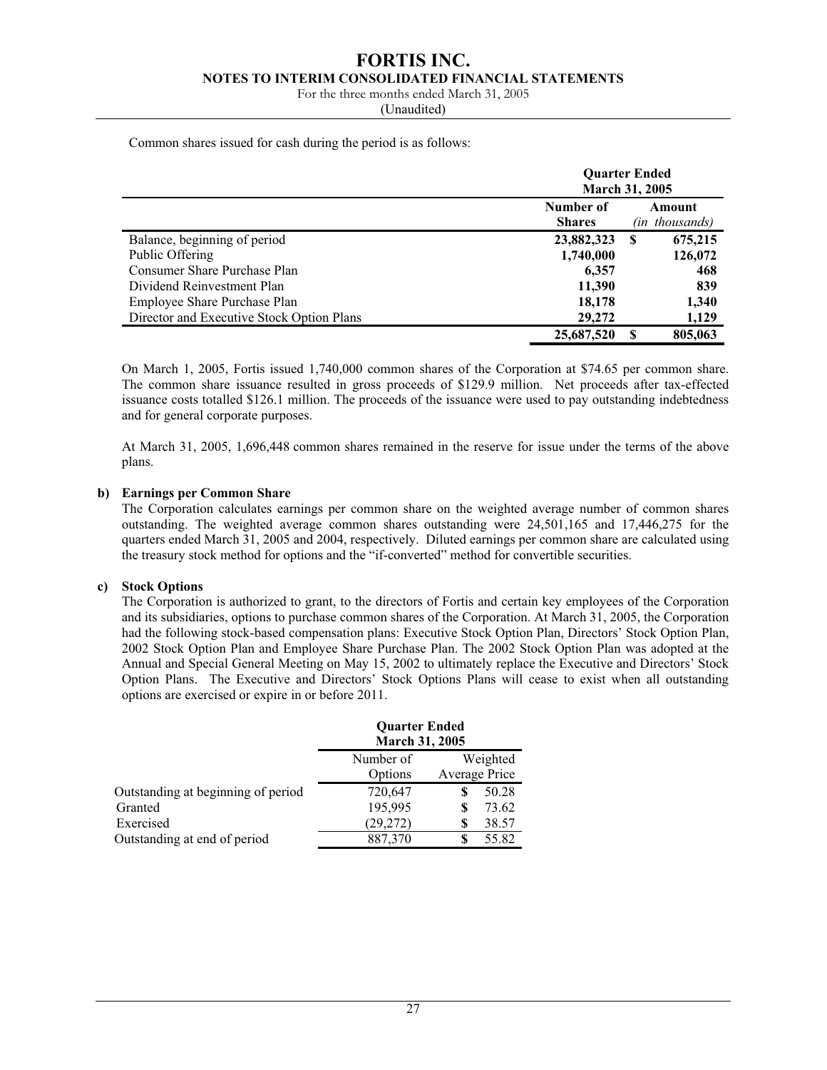Common shares issued for cash during the period is as follows:

| | Quarter Ended March 31, 2005 | |
|---|---|---|
| | **Number of Shares** | **Amount** *(in thousands)* |
| Balance, beginning of period | **23,882,323** | **$ 675,215** |
| Public Offering | **1,740,000** | **126,072** |
| Consumer Share Purchase Plan | **6,357** | **468** |
| Dividend Reinvestment Plan | **11,390** | **839** |
| Employee Share Purchase Plan | **18,178** | **1,340** |
| Director and Executive Stock Option Plans | **29,272** | **1,129** |
| | **25,687,520** | **$ 805,063** |

On March 1, 2005, Fortis issued 1,740,000 common shares of the Corporation at $74.65 per common share. The common share issuance resulted in gross proceeds of $129.9 million. Net proceeds after tax-effected issuance costs totalled $126.1 million. The proceeds of the issuance were used to pay outstanding indebtedness and for general corporate purposes.

At March 31, 2005, 1,696,448 common shares remained in the reserve for issue under the terms of the above plans.

**b) Earnings per Common Share**

The Corporation calculates earnings per common share on the weighted average number of common shares outstanding. The weighted average common shares outstanding were 24,501,165 and 17,446,275 for the quarters ended March 31, 2005 and 2004, respectively. Diluted earnings per common share are calculated using the treasury stock method for options and the "if-converted" method for convertible securities.

**c) Stock Options**

The Corporation is authorized to grant, to the directors of Fortis and certain key employees of the Corporation and its subsidiaries, options to purchase common shares of the Corporation. At March 31, 2005, the Corporation had the following stock-based compensation plans: Executive Stock Option Plan, Directors' Stock Option Plan, 2002 Stock Option Plan and Employee Share Purchase Plan. The 2002 Stock Option Plan was adopted at the Annual and Special General Meeting on May 15, 2002 to ultimately replace the Executive and Directors' Stock Option Plans. The Executive and Directors' Stock Options Plans will cease to exist when all outstanding options are exercised or expire in or before 2011.

| | Quarter Ended March 31, 2005 | |
|---|---|---|
| | Number of Options | Weighted Average Price |
| Outstanding at beginning of period | 720,647 | $ 50.28 |
| Granted | 195,995 | $ 73.62 |
| Exercised | (29,272) | $ 38.57 |
| Outstanding at end of period | 887,370 | $ 55.82 |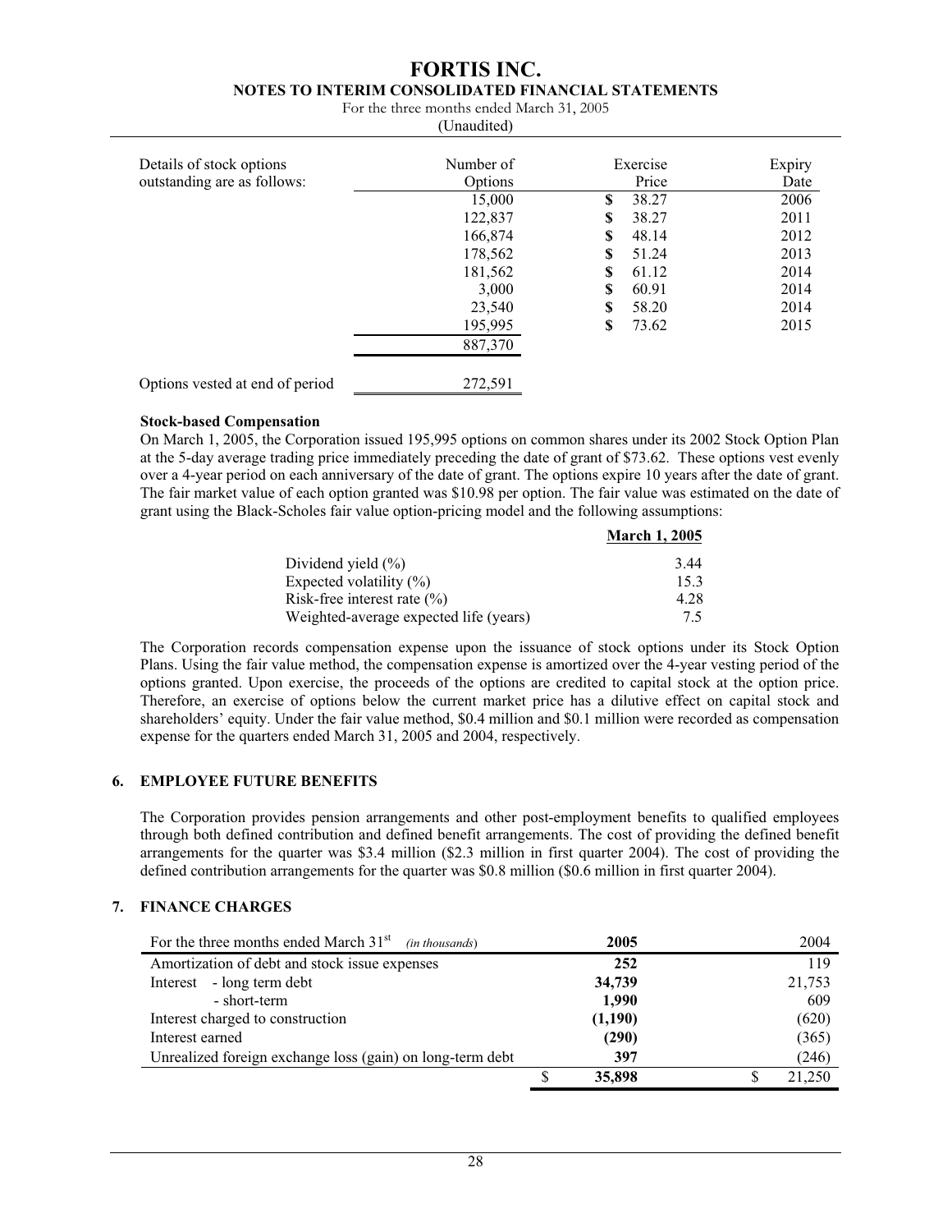Details of stock options outstanding are as follows:

| | Number of Options | Exercise Price | Expiry Date |
|---|---|---|---|
| | 15,000 | $ 38.27 | 2006 |
| | 122,837 | $ 38.27 | 2011 |
| | 166,874 | $ 48.14 | 2012 |
| | 178,562 | $ 51.24 | 2013 |
| | 181,562 | $ 61.12 | 2014 |
| | 3,000 | $ 60.91 | 2014 |
| | 23,540 | $ 58.20 | 2014 |
| | 195,995 | $ 73.62 | 2015 |
| | 887,370 | | |
| Options vested at end of period | 272,591 | | |

**Stock-based Compensation**

On March 1, 2005, the Corporation issued 195,995 options on common shares under its 2002 Stock Option Plan at the 5-day average trading price immediately preceding the date of grant of $73.62. These options vest evenly over a 4-year period on each anniversary of the date of grant. The options expire 10 years after the date of grant. The fair market value of each option granted was $10.98 per option. The fair value was estimated on the date of grant using the Black-Scholes fair value option-pricing model and the following assumptions:

| | March 1, 2005 |
|---|---|
| Dividend yield (%) | 3.44 |
| Expected volatility (%) | 15.3 |
| Risk-free interest rate (%) | 4.28 |
| Weighted-average expected life (years) | 7.5 |

The Corporation records compensation expense upon the issuance of stock options under its Stock Option Plans. Using the fair value method, the compensation expense is amortized over the 4-year vesting period of the options granted. Upon exercise, the proceeds of the options are credited to capital stock at the option price. Therefore, an exercise of options below the current market price has a dilutive effect on capital stock and shareholders' equity. Under the fair value method, $0.4 million and $0.1 million were recorded as compensation expense for the quarters ended March 31, 2005 and 2004, respectively.

## 6. EMPLOYEE FUTURE BENEFITS

The Corporation provides pension arrangements and other post-employment benefits to qualified employees through both defined contribution and defined benefit arrangements. The cost of providing the defined benefit arrangements for the quarter was $3.4 million ($2.3 million in first quarter 2004). The cost of providing the defined contribution arrangements for the quarter was $0.8 million ($0.6 million in first quarter 2004).

## 7. FINANCE CHARGES

| For the three months ended March 31st *(in thousands)* | 2005 | 2004 |
|---|---|---|
| Amortization of debt and stock issue expenses | **252** | 119 |
| Interest - long term debt | **34,739** | 21,753 |
| - short-term | **1,990** | 609 |
| Interest charged to construction | **(1,190)** | (620) |
| Interest earned | **(290)** | (365) |
| Unrealized foreign exchange loss (gain) on long-term debt | **397** | (246) |
| | **$ 35,898** | $ 21,250 |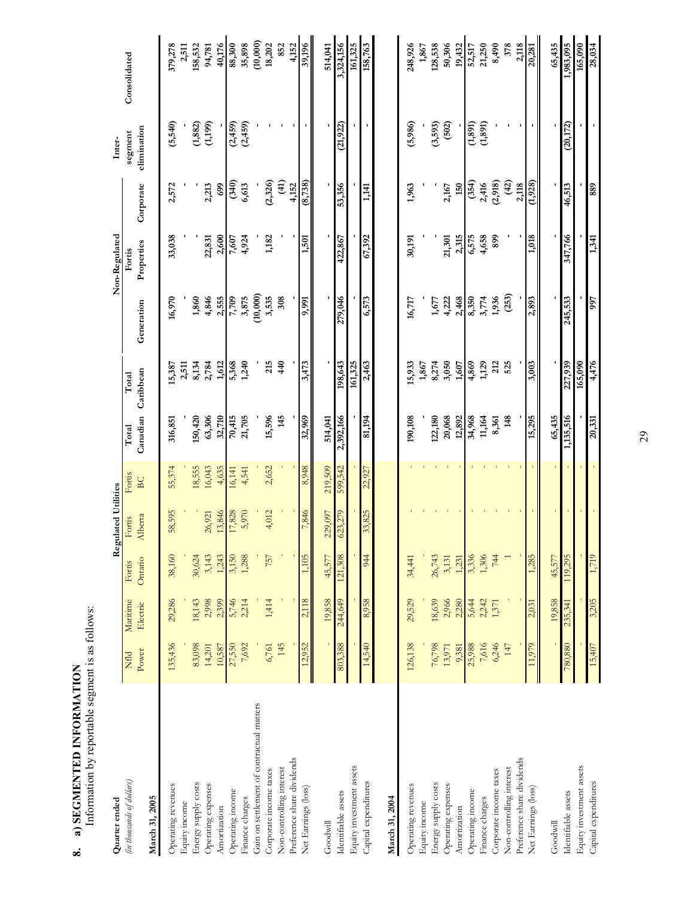## 8. a) SEGMENTED INFORMATION

Information by reportable segment is as follows:

| Quarter ended *(in thousands of dollars)* | Regulated Utilities | | | | | | | Non-Regulated | | | Inter-segment elimination | Consolidated |
|---|---|---|---|---|---|---|---|---|---|---|---|---|
| | Nfld Power | Maritime Electric | Fortis Ontario | Fortis Alberta | Fortis BC | Total Canadian | Total Caribbean | Generation | Fortis Properties | Corporate | | |
| **March 31, 2005** | | | | | | | | | | | | |
| Operating revenues | 135,436 | 29,286 | 38,160 | 58,595 | 55,374 | 316,851 | 15,387 | 16,970 | 33,038 | 2,572 | (5,540) | 379,278 |
| Equity income | - | - | - | - | - | - | 2,511 | - | - | - | - | 2,511 |
| Energy supply costs | 83,098 | 18,143 | 30,624 | - | 18,555 | 150,420 | 8,134 | 1,860 | - | - | (1,882) | 158,532 |
| Operating expenses | 14,201 | 2,998 | 3,143 | 26,921 | 16,043 | 63,306 | 2,784 | 4,846 | 22,831 | 2,213 | (1,199) | 94,781 |
| Amortization | 10,587 | 2,399 | 1,243 | 13,846 | 4,635 | 32,710 | 1,612 | 2,555 | 2,600 | 699 | - | 40,176 |
| Operating income | 27,550 | 5,746 | 3,150 | 17,828 | 16,141 | 70,415 | 5,368 | 7,709 | 7,607 | (340) | (2,459) | 88,300 |
| Finance charges | 7,692 | 2,214 | 1,288 | 5,970 | 4,541 | 21,705 | 1,240 | 3,875 | 4,924 | 6,613 | (2,459) | 35,898 |
| Gain on settlement of contractual matters | - | - | - | - | - | - | - | (10,000) | - | - | - | (10,000) |
| Corporate income taxes | 6,761 | 1,414 | 757 | 4,012 | 2,652 | 15,596 | 215 | 3,535 | 1,182 | (2,326) | - | 18,202 |
| Non-controlling interest | 145 | - | - | - | - | 145 | 440 | 308 | - | (41) | - | 852 |
| Preference share dividends | - | - | - | - | - | - | - | - | - | 4,152 | - | 4,152 |
| Net Earnings (loss) | 12,952 | 2,118 | 1,105 | 7,846 | 8,948 | 32,969 | 3,473 | 9,991 | 1,501 | (8,738) | - | 39,196 |
| Goodwill | - | 19,858 | 45,577 | 229,097 | 219,509 | 514,041 | - | - | - | - | - | 514,041 |
| Identifiable assets | 803,388 | 244,649 | 121,308 | 623,279 | 599,542 | 2,392,166 | 198,643 | 279,046 | 422,867 | 53,356 | (21,922) | 3,324,156 |
| Equity investment assets | - | - | - | - | - | - | 161,325 | - | - | - | - | 161,325 |
| Capital expenditures | 14,540 | 8,958 | 944 | 33,825 | 22,927 | 81,194 | 2,463 | 6,573 | 67,392 | 1,141 | - | 158,763 |
| **March 31, 2004** | | | | | | | | | | | | |
| Operating revenues | 126,138 | 29,529 | 34,441 | - | - | 190,108 | 15,933 | 16,717 | 30,191 | 1,963 | (5,986) | 248,926 |
| Equity income | - | - | - | - | - | - | 1,867 | - | - | - | - | 1,867 |
| Energy supply costs | 76,798 | 18,639 | 26,743 | - | - | 122,180 | 8,274 | 1,677 | - | - | (3,593) | 128,538 |
| Operating expenses | 13,971 | 2,966 | 3,131 | - | - | 20,068 | 3,050 | 4,222 | 21,301 | 2,167 | (502) | 50,306 |
| Amortization | 9,381 | 2,280 | 1,231 | - | - | 12,892 | 1,607 | 2,468 | 2,315 | 150 | - | 19,432 |
| Operating income | 25,988 | 5,644 | 3,336 | - | - | 34,968 | 4,869 | 8,350 | 6,575 | (354) | (1,891) | 52,517 |
| Finance charges | 7,616 | 2,242 | 1,306 | - | - | 11,164 | 1,129 | 3,774 | 4,658 | 2,416 | (1,891) | 21,250 |
| Corporate income taxes | 6,246 | 1,371 | 744 | - | - | 8,361 | 212 | 1,936 | 899 | (2,918) | - | 8,490 |
| Non-controlling interest | 147 | - | 1 | - | - | 148 | 525 | (253) | - | (42) | - | 378 |
| Preference share dividends | - | - | - | - | - | - | - | - | - | 2,118 | - | 2,118 |
| Net Earnings (loss) | 11,979 | 2,031 | 1,285 | - | - | 15,295 | 3,003 | 2,893 | 1,018 | (1,928) | - | 20,281 |
| Goodwill | - | 19,858 | 45,577 | - | - | 65,435 | - | - | - | - | - | 65,435 |
| Identifiable assets | 780,880 | 235,341 | 119,295 | - | - | 1,135,516 | 227,939 | 245,533 | 347,766 | 46,513 | (20,172) | 1,983,095 |
| Equity investment assets | - | - | - | - | - | - | 165,090 | - | - | - | - | 165,090 |
| Capital expenditures | 15,407 | 3,205 | 1,719 | - | - | 20,331 | 4,476 | 997 | 1,341 | 889 | - | 28,034 |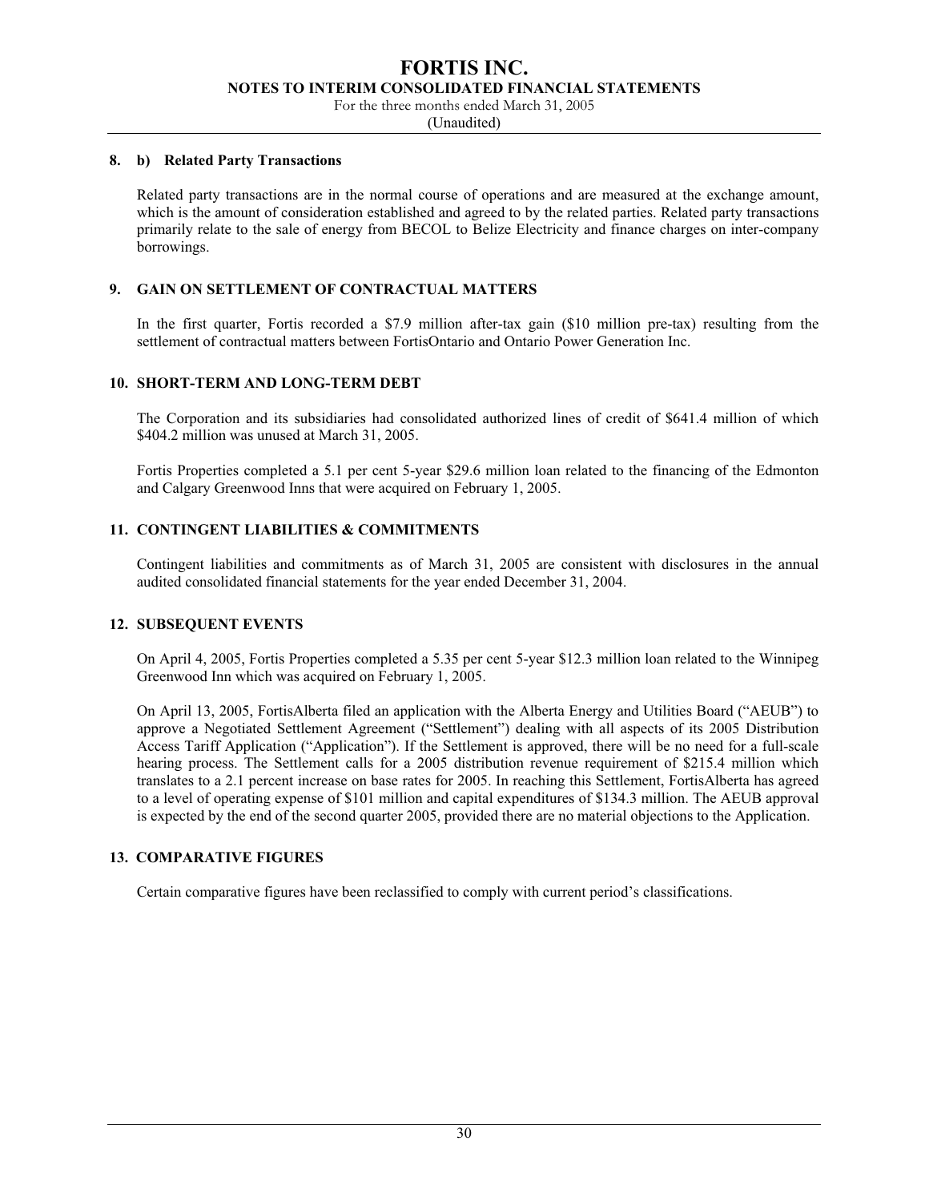### 8. b) Related Party Transactions

Related party transactions are in the normal course of operations and are measured at the exchange amount, which is the amount of consideration established and agreed to by the related parties. Related party transactions primarily relate to the sale of energy from BECOL to Belize Electricity and finance charges on inter-company borrowings.

## 9. GAIN ON SETTLEMENT OF CONTRACTUAL MATTERS

In the first quarter, Fortis recorded a $7.9 million after-tax gain ($10 million pre-tax) resulting from the settlement of contractual matters between FortisOntario and Ontario Power Generation Inc.

## 10. SHORT-TERM AND LONG-TERM DEBT

The Corporation and its subsidiaries had consolidated authorized lines of credit of $641.4 million of which $404.2 million was unused at March 31, 2005.

Fortis Properties completed a 5.1 per cent 5-year $29.6 million loan related to the financing of the Edmonton and Calgary Greenwood Inns that were acquired on February 1, 2005.

## 11. CONTINGENT LIABILITIES & COMMITMENTS

Contingent liabilities and commitments as of March 31, 2005 are consistent with disclosures in the annual audited consolidated financial statements for the year ended December 31, 2004.

## 12. SUBSEQUENT EVENTS

On April 4, 2005, Fortis Properties completed a 5.35 per cent 5-year $12.3 million loan related to the Winnipeg Greenwood Inn which was acquired on February 1, 2005.

On April 13, 2005, FortisAlberta filed an application with the Alberta Energy and Utilities Board ("AEUB") to approve a Negotiated Settlement Agreement ("Settlement") dealing with all aspects of its 2005 Distribution Access Tariff Application ("Application"). If the Settlement is approved, there will be no need for a full-scale hearing process. The Settlement calls for a 2005 distribution revenue requirement of $215.4 million which translates to a 2.1 percent increase on base rates for 2005. In reaching this Settlement, FortisAlberta has agreed to a level of operating expense of $101 million and capital expenditures of $134.3 million. The AEUB approval is expected by the end of the second quarter 2005, provided there are no material objections to the Application.

## 13. COMPARATIVE FIGURES

Certain comparative figures have been reclassified to comply with current period's classifications.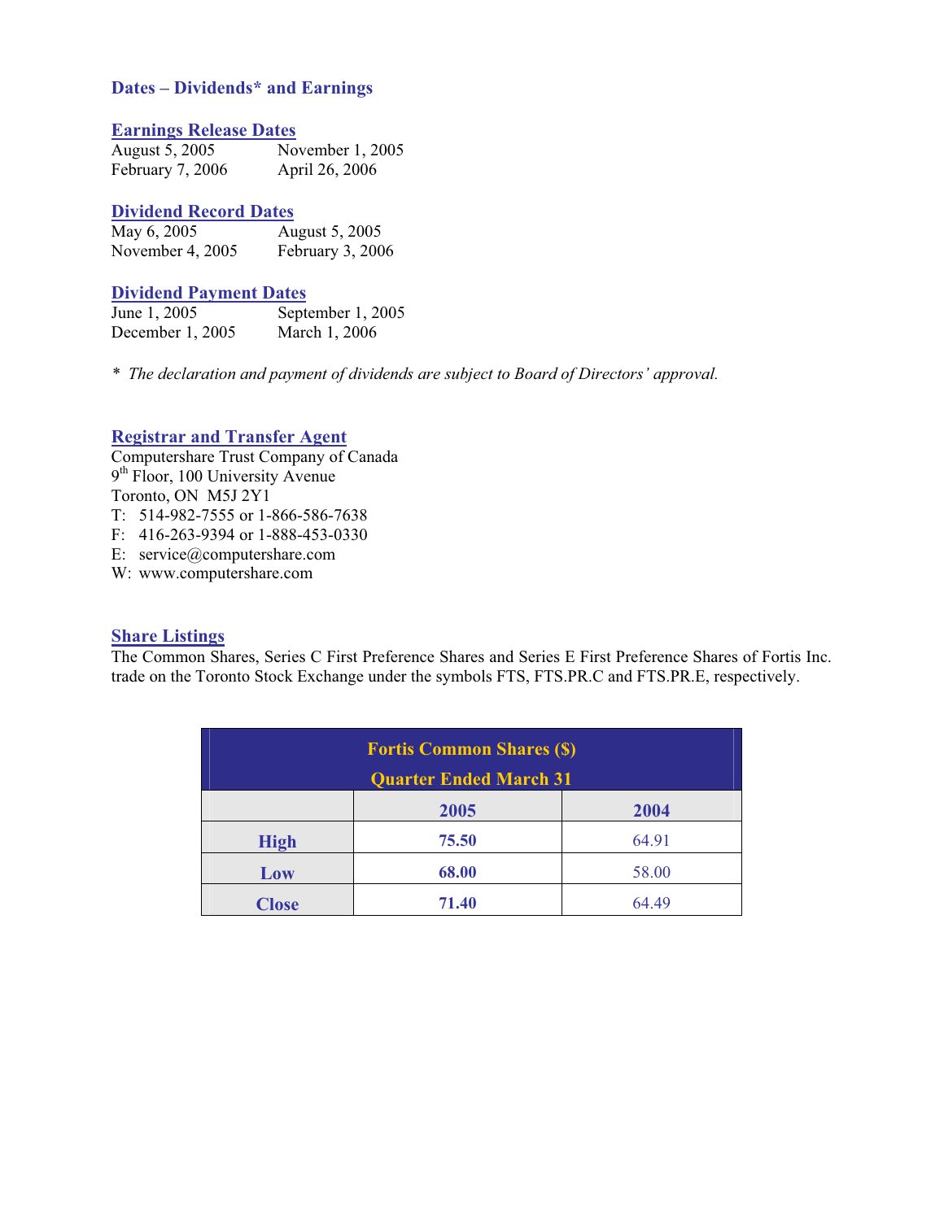## Dates – Dividends* and Earnings

### Earnings Release Dates

| | |
|---|---|
| August 5, 2005 | November 1, 2005 |
| February 7, 2006 | April 26, 2006 |

### Dividend Record Dates

| | |
|---|---|
| May 6, 2005 | August 5, 2005 |
| November 4, 2005 | February 3, 2006 |

### Dividend Payment Dates

| | |
|---|---|
| June 1, 2005 | September 1, 2005 |
| December 1, 2005 | March 1, 2006 |

* *The declaration and payment of dividends are subject to Board of Directors' approval.*

### Registrar and Transfer Agent

Computershare Trust Company of Canada
9th Floor, 100 University Avenue
Toronto, ON M5J 2Y1
T: 514-982-7555 or 1-866-586-7638
F: 416-263-9394 or 1-888-453-0330
E: service@computershare.com
W: www.computershare.com

### Share Listings

The Common Shares, Series C First Preference Shares and Series E First Preference Shares of Fortis Inc. trade on the Toronto Stock Exchange under the symbols FTS, FTS.PR.C and FTS.PR.E, respectively.

| Fortis Common Shares ($) Quarter Ended March 31 | | |
|---|---|---|
| | **2005** | **2004** |
| **High** | **75.50** | 64.91 |
| **Low** | **68.00** | 58.00 |
| **Close** | **71.40** | 64.49 |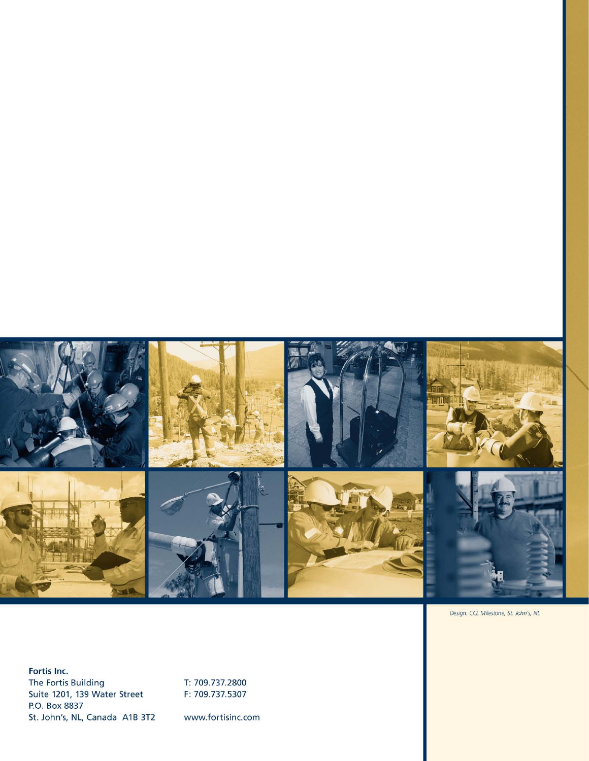*Design: CCL Milestone, St. John's, NL*

**Fortis Inc.**
The Fortis Building
Suite 1201, 139 Water Street
P.O. Box 8837
St. John's, NL, Canada A1B 3T2

T: 709.737.2800
F: 709.737.5307

www.fortisinc.com